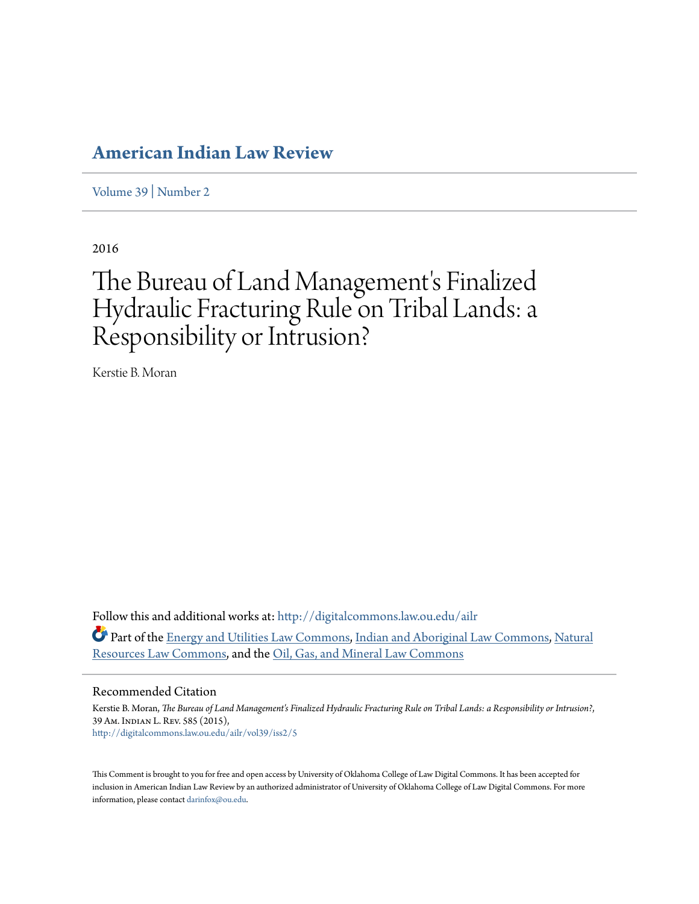# American Indian Law Review

Volume 39 | Number 2

2016

# The Bureau of Land Management's Finalized Hydraulic Fracturing Rule on Tribal Lands: a Responsibility or Intrusion?

Kerstie B. Moran

Follow this and additional works at: http://digitalcommons.law.ou.edu/ailr

Part of the Energy and Utilities Law Commons, Indian and Aboriginal Law Commons, Natural Resources Law Commons, and the Oil, Gas, and Mineral Law Commons

## Recommended Citation

Kerstie B. Moran, *The Bureau of Land Management's Finalized Hydraulic Fracturing Rule on Tribal Lands: a Responsibility or Intrusion?*, 39 Am. Indian L. Rev. 585 (2015),
http://digitalcommons.law.ou.edu/ailr/vol39/iss2/5

This Comment is brought to you for free and open access by University of Oklahoma College of Law Digital Commons. It has been accepted for inclusion in American Indian Law Review by an authorized administrator of University of Oklahoma College of Law Digital Commons. For more information, please contact darinfox@ou.edu.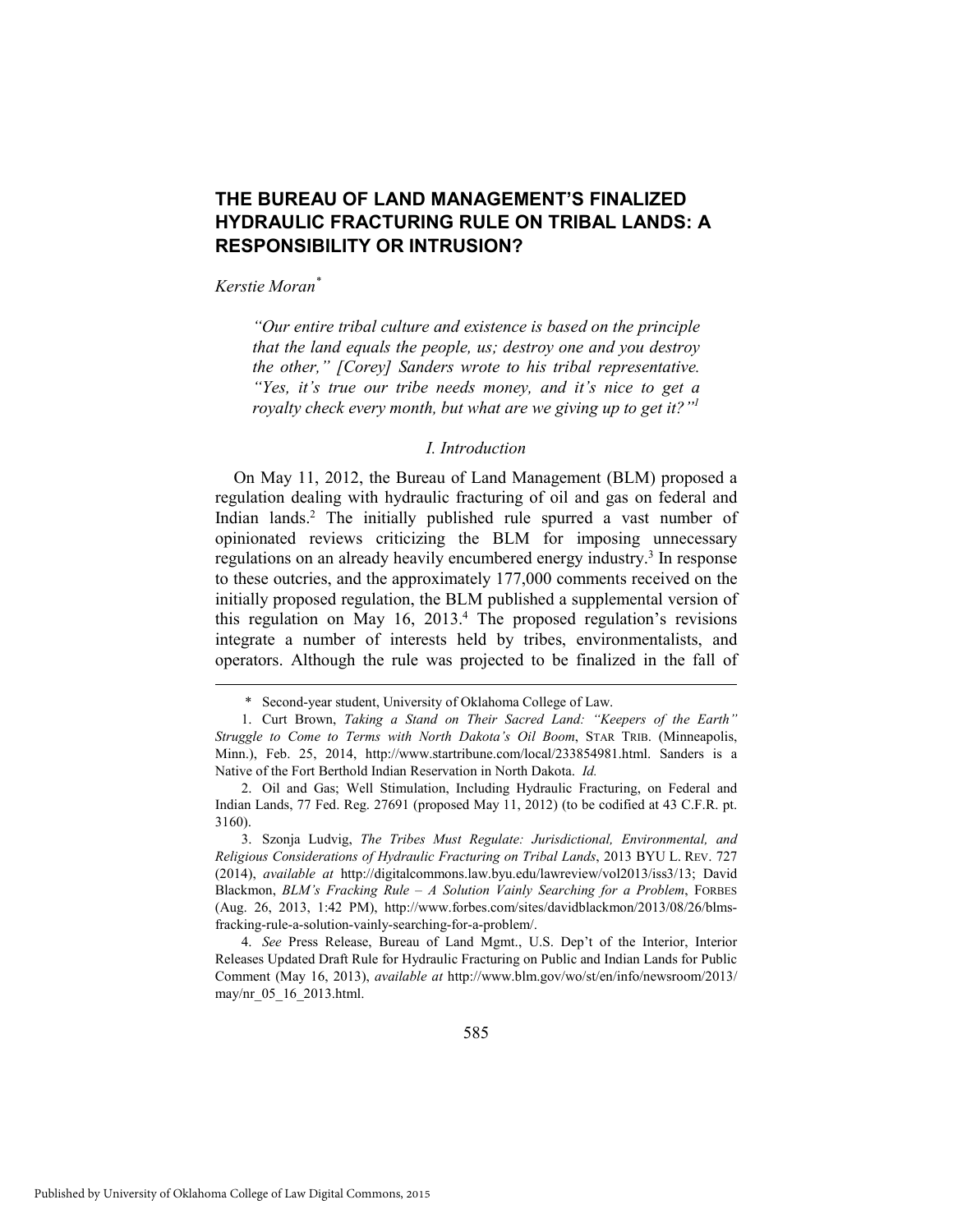# THE BUREAU OF LAND MANAGEMENT'S FINALIZED HYDRAULIC FRACTURING RULE ON TRIBAL LANDS: A RESPONSIBILITY OR INTRUSION?

*Kerstie Moran*[*]

> *"Our entire tribal culture and existence is based on the principle that the land equals the people, us; destroy one and you destroy the other," [Corey] Sanders wrote to his tribal representative. "Yes, it's true our tribe needs money, and it's nice to get a royalty check every month, but what are we giving up to get it?"*[1]

## *I. Introduction*

On May 11, 2012, the Bureau of Land Management (BLM) proposed a regulation dealing with hydraulic fracturing of oil and gas on federal and Indian lands.[2] The initially published rule spurred a vast number of opinionated reviews criticizing the BLM for imposing unnecessary regulations on an already heavily encumbered energy industry.[3] In response to these outcries, and the approximately 177,000 comments received on the initially proposed regulation, the BLM published a supplemental version of this regulation on May 16, 2013.[4] The proposed regulation's revisions integrate a number of interests held by tribes, environmentalists, and operators. Although the rule was projected to be finalized in the fall of

---

\* Second-year student, University of Oklahoma College of Law.

1. Curt Brown, *Taking a Stand on Their Sacred Land: "Keepers of the Earth" Struggle to Come to Terms with North Dakota's Oil Boom*, STAR TRIB. (Minneapolis, Minn.), Feb. 25, 2014, http://www.startribune.com/local/233854981.html. Sanders is a Native of the Fort Berthold Indian Reservation in North Dakota. *Id.*

2. Oil and Gas; Well Stimulation, Including Hydraulic Fracturing, on Federal and Indian Lands, 77 Fed. Reg. 27691 (proposed May 11, 2012) (to be codified at 43 C.F.R. pt. 3160).

3. Szonja Ludvig, *The Tribes Must Regulate: Jurisdictional, Environmental, and Religious Considerations of Hydraulic Fracturing on Tribal Lands*, 2013 BYU L. REV. 727 (2014), *available at* http://digitalcommons.law.byu.edu/lawreview/vol2013/iss3/13; David Blackmon, *BLM's Fracking Rule – A Solution Vainly Searching for a Problem*, FORBES (Aug. 26, 2013, 1:42 PM), http://www.forbes.com/sites/davidblackmon/2013/08/26/blms-fracking-rule-a-solution-vainly-searching-for-a-problem/.

4. *See* Press Release, Bureau of Land Mgmt., U.S. Dep't of the Interior, Interior Releases Updated Draft Rule for Hydraulic Fracturing on Public and Indian Lands for Public Comment (May 16, 2013), *available at* http://www.blm.gov/wo/st/en/info/newsroom/2013/may/nr_05_16_2013.html.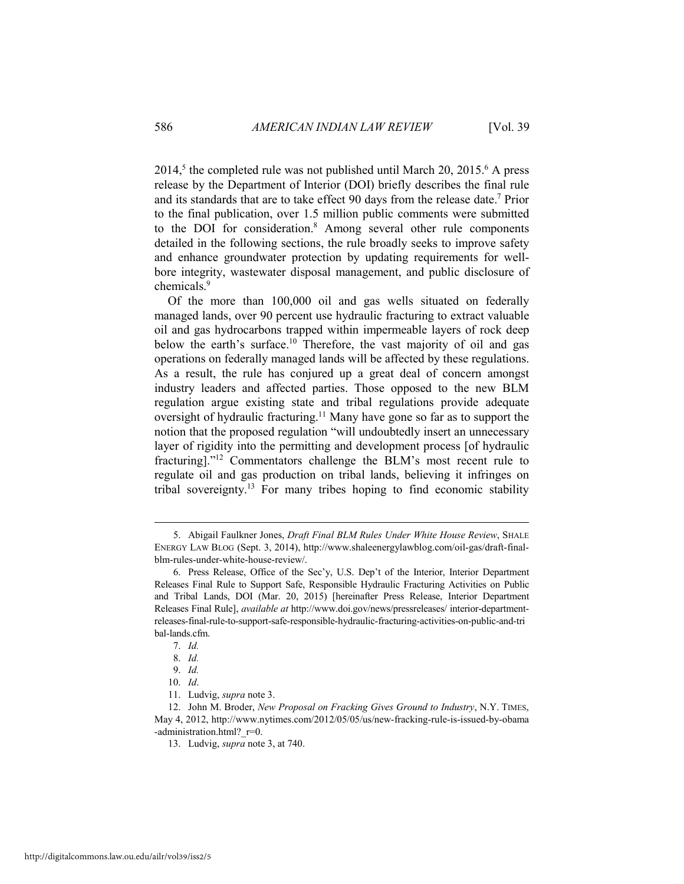2014,[5] the completed rule was not published until March 20, 2015.[6] A press release by the Department of Interior (DOI) briefly describes the final rule and its standards that are to take effect 90 days from the release date.[7] Prior to the final publication, over 1.5 million public comments were submitted to the DOI for consideration.[8] Among several other rule components detailed in the following sections, the rule broadly seeks to improve safety and enhance groundwater protection by updating requirements for well-bore integrity, wastewater disposal management, and public disclosure of chemicals.[9]

Of the more than 100,000 oil and gas wells situated on federally managed lands, over 90 percent use hydraulic fracturing to extract valuable oil and gas hydrocarbons trapped within impermeable layers of rock deep below the earth's surface.[10] Therefore, the vast majority of oil and gas operations on federally managed lands will be affected by these regulations. As a result, the rule has conjured up a great deal of concern amongst industry leaders and affected parties. Those opposed to the new BLM regulation argue existing state and tribal regulations provide adequate oversight of hydraulic fracturing.[11] Many have gone so far as to support the notion that the proposed regulation "will undoubtedly insert an unnecessary layer of rigidity into the permitting and development process [of hydraulic fracturing]."[12] Commentators challenge the BLM's most recent rule to regulate oil and gas production on tribal lands, believing it infringes on tribal sovereignty.[13] For many tribes hoping to find economic stability

---

5. Abigail Faulkner Jones, *Draft Final BLM Rules Under White House Review*, SHALE ENERGY LAW BLOG (Sept. 3, 2014), http://www.shaleenergylawblog.com/oil-gas/draft-final-blm-rules-under-white-house-review/.

6. Press Release, Office of the Sec'y, U.S. Dep't of the Interior, Interior Department Releases Final Rule to Support Safe, Responsible Hydraulic Fracturing Activities on Public and Tribal Lands, DOI (Mar. 20, 2015) [hereinafter Press Release, Interior Department Releases Final Rule], *available at* http://www.doi.gov/news/pressreleases/ interior-department-releases-final-rule-to-support-safe-responsible-hydraulic-fracturing-activities-on-public-and-tribal-lands.cfm.

7. *Id.*

8. *Id.*

9. *Id.*

10. *Id*.

11. Ludvig, *supra* note 3.

12. John M. Broder, *New Proposal on Fracking Gives Ground to Industry*, N.Y. TIMES, May 4, 2012, http://www.nytimes.com/2012/05/05/us/new-fracking-rule-is-issued-by-obama-administration.html?_r=0.

13. Ludvig, *supra* note 3, at 740.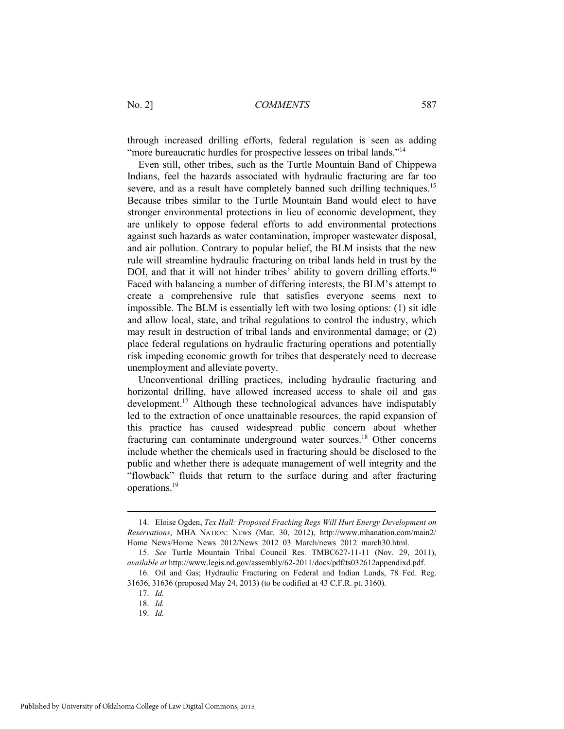through increased drilling efforts, federal regulation is seen as adding "more bureaucratic hurdles for prospective lessees on tribal lands."[14]

Even still, other tribes, such as the Turtle Mountain Band of Chippewa Indians, feel the hazards associated with hydraulic fracturing are far too severe, and as a result have completely banned such drilling techniques.[15] Because tribes similar to the Turtle Mountain Band would elect to have stronger environmental protections in lieu of economic development, they are unlikely to oppose federal efforts to add environmental protections against such hazards as water contamination, improper wastewater disposal, and air pollution. Contrary to popular belief, the BLM insists that the new rule will streamline hydraulic fracturing on tribal lands held in trust by the DOI, and that it will not hinder tribes' ability to govern drilling efforts.[16] Faced with balancing a number of differing interests, the BLM's attempt to create a comprehensive rule that satisfies everyone seems next to impossible. The BLM is essentially left with two losing options: (1) sit idle and allow local, state, and tribal regulations to control the industry, which may result in destruction of tribal lands and environmental damage; or (2) place federal regulations on hydraulic fracturing operations and potentially risk impeding economic growth for tribes that desperately need to decrease unemployment and alleviate poverty.

Unconventional drilling practices, including hydraulic fracturing and horizontal drilling, have allowed increased access to shale oil and gas development.[17] Although these technological advances have indisputably led to the extraction of once unattainable resources, the rapid expansion of this practice has caused widespread public concern about whether fracturing can contaminate underground water sources.[18] Other concerns include whether the chemicals used in fracturing should be disclosed to the public and whether there is adequate management of well integrity and the "flowback" fluids that return to the surface during and after fracturing operations.[19]

---

14. Eloise Ogden, *Tex Hall: Proposed Fracking Regs Will Hurt Energy Development on Reservations*, MHA NATION: NEWS (Mar. 30, 2012), http://www.mhanation.com/main2/Home_News/Home_News_2012/News_2012_03_March/news_2012_march30.html.

15. *See* Turtle Mountain Tribal Council Res. TMBC627-11-11 (Nov. 29, 2011), *available at* http://www.legis.nd.gov/assembly/62-2011/docs/pdf/ts032612appendixd.pdf.

16. Oil and Gas; Hydraulic Fracturing on Federal and Indian Lands, 78 Fed. Reg. 31636, 31636 (proposed May 24, 2013) (to be codified at 43 C.F.R. pt. 3160).

17. *Id.*

18. *Id.*

19. *Id.*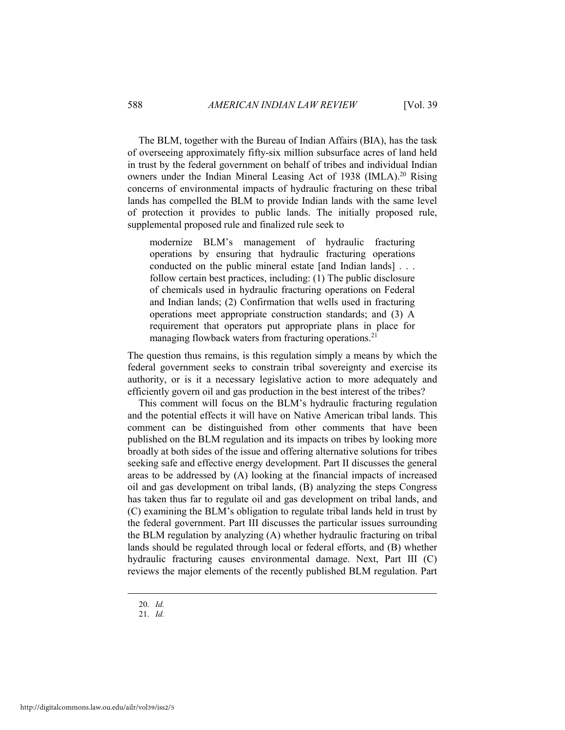The BLM, together with the Bureau of Indian Affairs (BIA), has the task of overseeing approximately fifty-six million subsurface acres of land held in trust by the federal government on behalf of tribes and individual Indian owners under the Indian Mineral Leasing Act of 1938 (IMLA).[20] Rising concerns of environmental impacts of hydraulic fracturing on these tribal lands has compelled the BLM to provide Indian lands with the same level of protection it provides to public lands. The initially proposed rule, supplemental proposed rule and finalized rule seek to

> modernize BLM's management of hydraulic fracturing operations by ensuring that hydraulic fracturing operations conducted on the public mineral estate [and Indian lands] . . . follow certain best practices, including: (1) The public disclosure of chemicals used in hydraulic fracturing operations on Federal and Indian lands; (2) Confirmation that wells used in fracturing operations meet appropriate construction standards; and (3) A requirement that operators put appropriate plans in place for managing flowback waters from fracturing operations.[21]

The question thus remains, is this regulation simply a means by which the federal government seeks to constrain tribal sovereignty and exercise its authority, or is it a necessary legislative action to more adequately and efficiently govern oil and gas production in the best interest of the tribes?

This comment will focus on the BLM's hydraulic fracturing regulation and the potential effects it will have on Native American tribal lands. This comment can be distinguished from other comments that have been published on the BLM regulation and its impacts on tribes by looking more broadly at both sides of the issue and offering alternative solutions for tribes seeking safe and effective energy development. Part II discusses the general areas to be addressed by (A) looking at the financial impacts of increased oil and gas development on tribal lands, (B) analyzing the steps Congress has taken thus far to regulate oil and gas development on tribal lands, and (C) examining the BLM's obligation to regulate tribal lands held in trust by the federal government. Part III discusses the particular issues surrounding the BLM regulation by analyzing (A) whether hydraulic fracturing on tribal lands should be regulated through local or federal efforts, and (B) whether hydraulic fracturing causes environmental damage. Next, Part III (C) reviews the major elements of the recently published BLM regulation. Part

---

20. *Id.*

21. *Id.*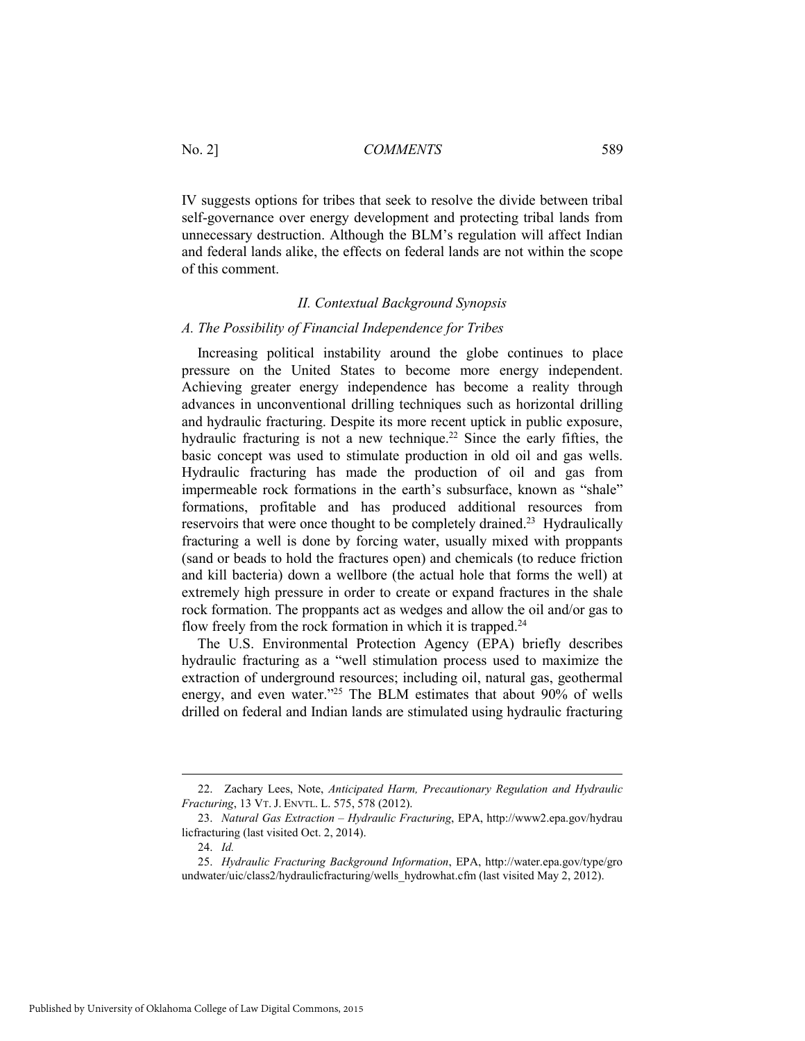IV suggests options for tribes that seek to resolve the divide between tribal self-governance over energy development and protecting tribal lands from unnecessary destruction. Although the BLM's regulation will affect Indian and federal lands alike, the effects on federal lands are not within the scope of this comment.

## *II. Contextual Background Synopsis*

### *A. The Possibility of Financial Independence for Tribes*

Increasing political instability around the globe continues to place pressure on the United States to become more energy independent. Achieving greater energy independence has become a reality through advances in unconventional drilling techniques such as horizontal drilling and hydraulic fracturing. Despite its more recent uptick in public exposure, hydraulic fracturing is not a new technique.[22] Since the early fifties, the basic concept was used to stimulate production in old oil and gas wells. Hydraulic fracturing has made the production of oil and gas from impermeable rock formations in the earth's subsurface, known as "shale" formations, profitable and has produced additional resources from reservoirs that were once thought to be completely drained.[23] Hydraulically fracturing a well is done by forcing water, usually mixed with proppants (sand or beads to hold the fractures open) and chemicals (to reduce friction and kill bacteria) down a wellbore (the actual hole that forms the well) at extremely high pressure in order to create or expand fractures in the shale rock formation. The proppants act as wedges and allow the oil and/or gas to flow freely from the rock formation in which it is trapped.[24]

The U.S. Environmental Protection Agency (EPA) briefly describes hydraulic fracturing as a "well stimulation process used to maximize the extraction of underground resources; including oil, natural gas, geothermal energy, and even water."[25] The BLM estimates that about 90% of wells drilled on federal and Indian lands are stimulated using hydraulic fracturing

---

22. Zachary Lees, Note, *Anticipated Harm, Precautionary Regulation and Hydraulic Fracturing*, 13 VT. J. ENVTL. L. 575, 578 (2012).

23. *Natural Gas Extraction – Hydraulic Fracturing*, EPA, http://www2.epa.gov/hydraulicfracturing (last visited Oct. 2, 2014).

24. *Id.*

25. *Hydraulic Fracturing Background Information*, EPA, http://water.epa.gov/type/groundwater/uic/class2/hydraulicfracturing/wells_hydrowhat.cfm (last visited May 2, 2012).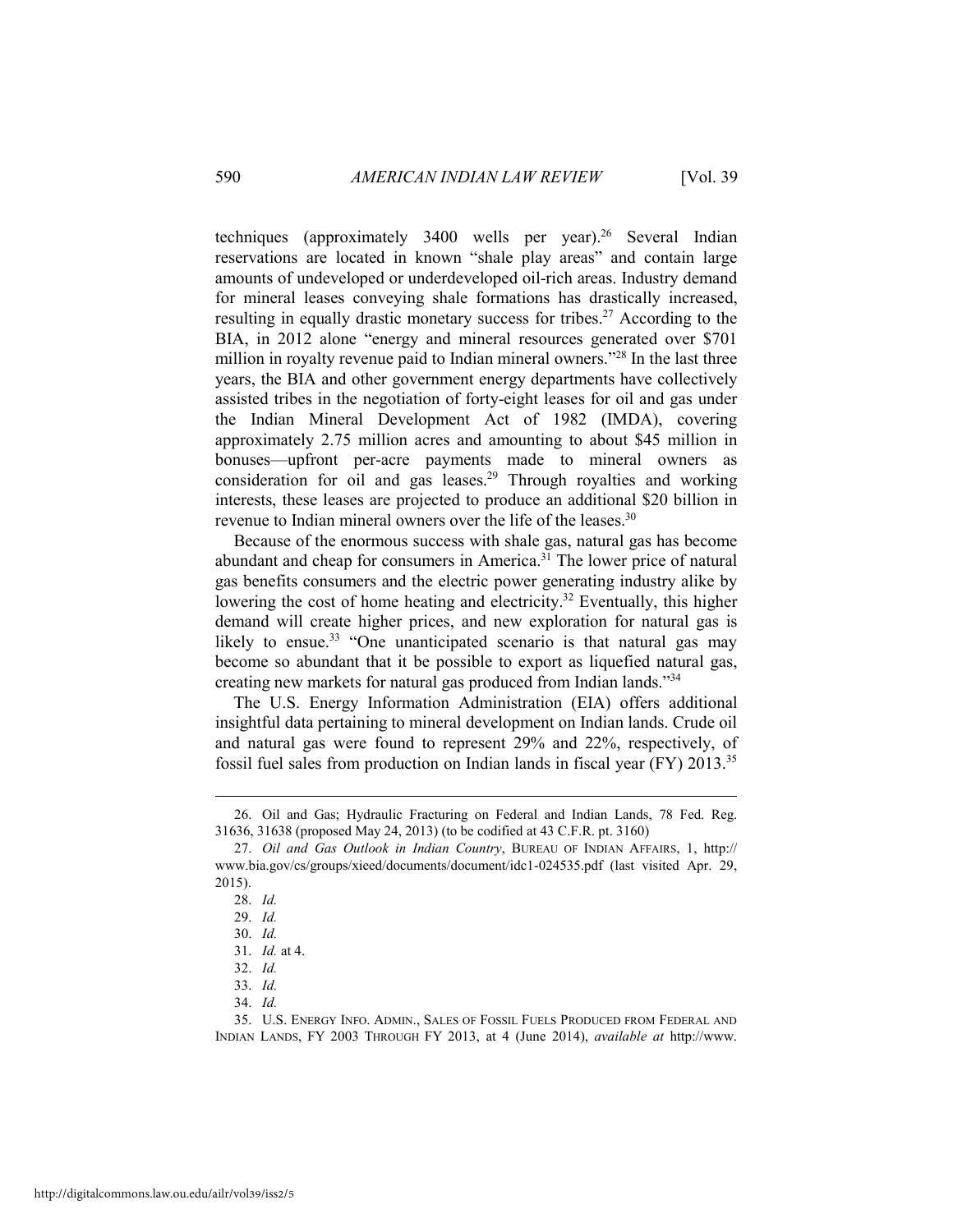techniques (approximately 3400 wells per year).[26] Several Indian reservations are located in known "shale play areas" and contain large amounts of undeveloped or underdeveloped oil-rich areas. Industry demand for mineral leases conveying shale formations has drastically increased, resulting in equally drastic monetary success for tribes.[27] According to the BIA, in 2012 alone "energy and mineral resources generated over $701 million in royalty revenue paid to Indian mineral owners."[28] In the last three years, the BIA and other government energy departments have collectively assisted tribes in the negotiation of forty-eight leases for oil and gas under the Indian Mineral Development Act of 1982 (IMDA), covering approximately 2.75 million acres and amounting to about $45 million in bonuses—upfront per-acre payments made to mineral owners as consideration for oil and gas leases.[29] Through royalties and working interests, these leases are projected to produce an additional $20 billion in revenue to Indian mineral owners over the life of the leases.[30]

Because of the enormous success with shale gas, natural gas has become abundant and cheap for consumers in America.[31] The lower price of natural gas benefits consumers and the electric power generating industry alike by lowering the cost of home heating and electricity.[32] Eventually, this higher demand will create higher prices, and new exploration for natural gas is likely to ensue.[33] "One unanticipated scenario is that natural gas may become so abundant that it be possible to export as liquefied natural gas, creating new markets for natural gas produced from Indian lands."[34]

The U.S. Energy Information Administration (EIA) offers additional insightful data pertaining to mineral development on Indian lands. Crude oil and natural gas were found to represent 29% and 22%, respectively, of fossil fuel sales from production on Indian lands in fiscal year (FY) 2013.[35]

---

26. Oil and Gas; Hydraulic Fracturing on Federal and Indian Lands, 78 Fed. Reg. 31636, 31638 (proposed May 24, 2013) (to be codified at 43 C.F.R. pt. 3160)

27. *Oil and Gas Outlook in Indian Country*, BUREAU OF INDIAN AFFAIRS, 1, http://www.bia.gov/cs/groups/xieed/documents/document/idc1-024535.pdf (last visited Apr. 29, 2015).

28. *Id.*

29. *Id.*

30. *Id.*

31. *Id.* at 4.

32. *Id.*

33. *Id.*

34. *Id.*

35. U.S. ENERGY INFO. ADMIN., SALES OF FOSSIL FUELS PRODUCED FROM FEDERAL AND INDIAN LANDS, FY 2003 THROUGH FY 2013, at 4 (June 2014), *available at* http://www.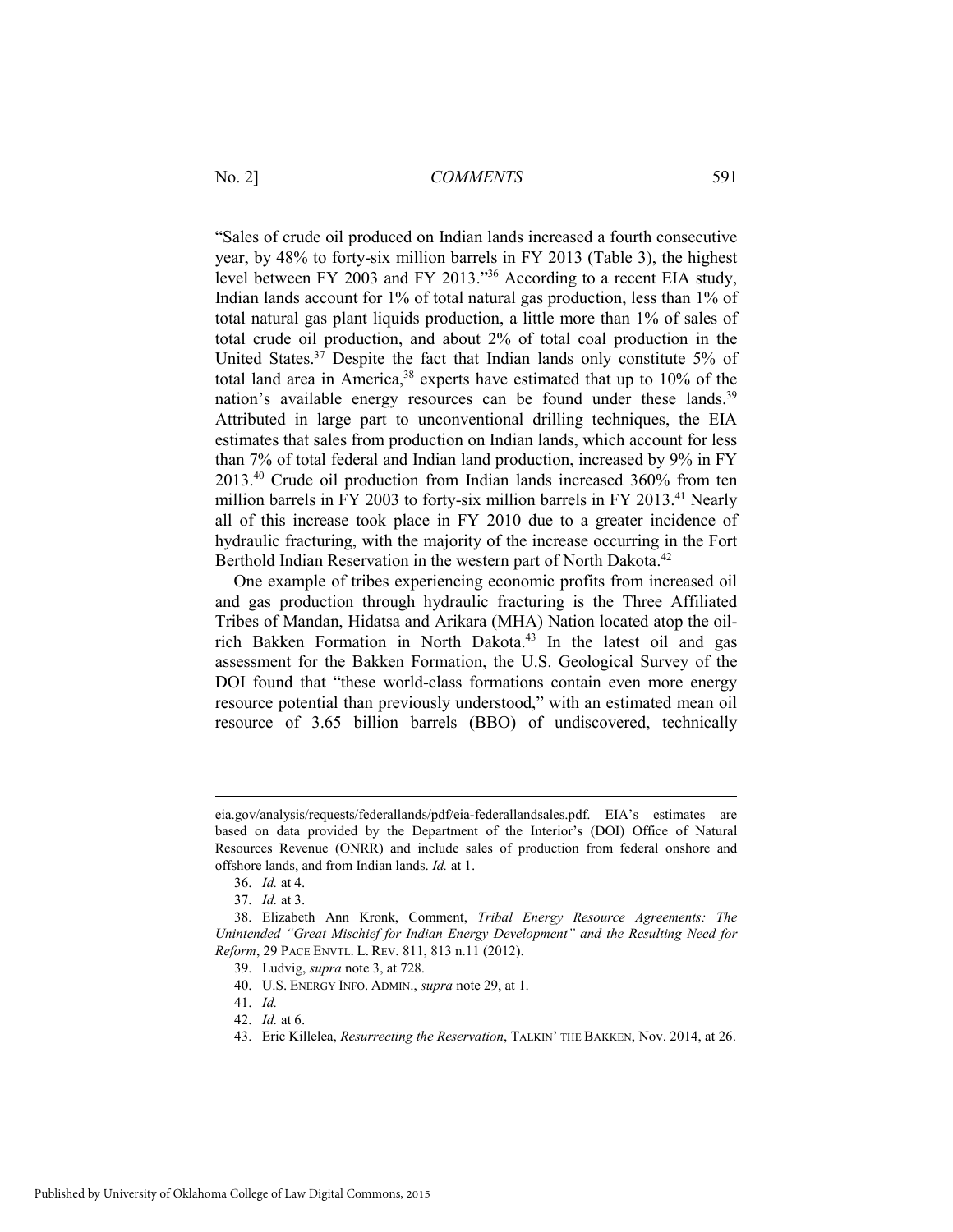"Sales of crude oil produced on Indian lands increased a fourth consecutive year, by 48% to forty-six million barrels in FY 2013 (Table 3), the highest level between FY 2003 and FY 2013."[36] According to a recent EIA study, Indian lands account for 1% of total natural gas production, less than 1% of total natural gas plant liquids production, a little more than 1% of sales of total crude oil production, and about 2% of total coal production in the United States.[37] Despite the fact that Indian lands only constitute 5% of total land area in America,[38] experts have estimated that up to 10% of the nation's available energy resources can be found under these lands.[39] Attributed in large part to unconventional drilling techniques, the EIA estimates that sales from production on Indian lands, which account for less than 7% of total federal and Indian land production, increased by 9% in FY 2013.[40] Crude oil production from Indian lands increased 360% from ten million barrels in FY 2003 to forty-six million barrels in FY 2013.[41] Nearly all of this increase took place in FY 2010 due to a greater incidence of hydraulic fracturing, with the majority of the increase occurring in the Fort Berthold Indian Reservation in the western part of North Dakota.[42]

One example of tribes experiencing economic profits from increased oil and gas production through hydraulic fracturing is the Three Affiliated Tribes of Mandan, Hidatsa and Arikara (MHA) Nation located atop the oil-rich Bakken Formation in North Dakota.[43] In the latest oil and gas assessment for the Bakken Formation, the U.S. Geological Survey of the DOI found that "these world-class formations contain even more energy resource potential than previously understood," with an estimated mean oil resource of 3.65 billion barrels (BBO) of undiscovered, technically

---

eia.gov/analysis/requests/federallands/pdf/eia-federallandsales.pdf. EIA's estimates are based on data provided by the Department of the Interior's (DOI) Office of Natural Resources Revenue (ONRR) and include sales of production from federal onshore and offshore lands, and from Indian lands. *Id.* at 1.

36. *Id.* at 4.

37. *Id.* at 3.

38. Elizabeth Ann Kronk, Comment, *Tribal Energy Resource Agreements: The Unintended "Great Mischief for Indian Energy Development" and the Resulting Need for Reform*, 29 PACE ENVTL. L. REV. 811, 813 n.11 (2012).

39. Ludvig, *supra* note 3, at 728.

40. U.S. ENERGY INFO. ADMIN., *supra* note 29, at 1.

41. *Id.*

42. *Id.* at 6.

43. Eric Killelea, *Resurrecting the Reservation*, TALKIN' THE BAKKEN, Nov. 2014, at 26.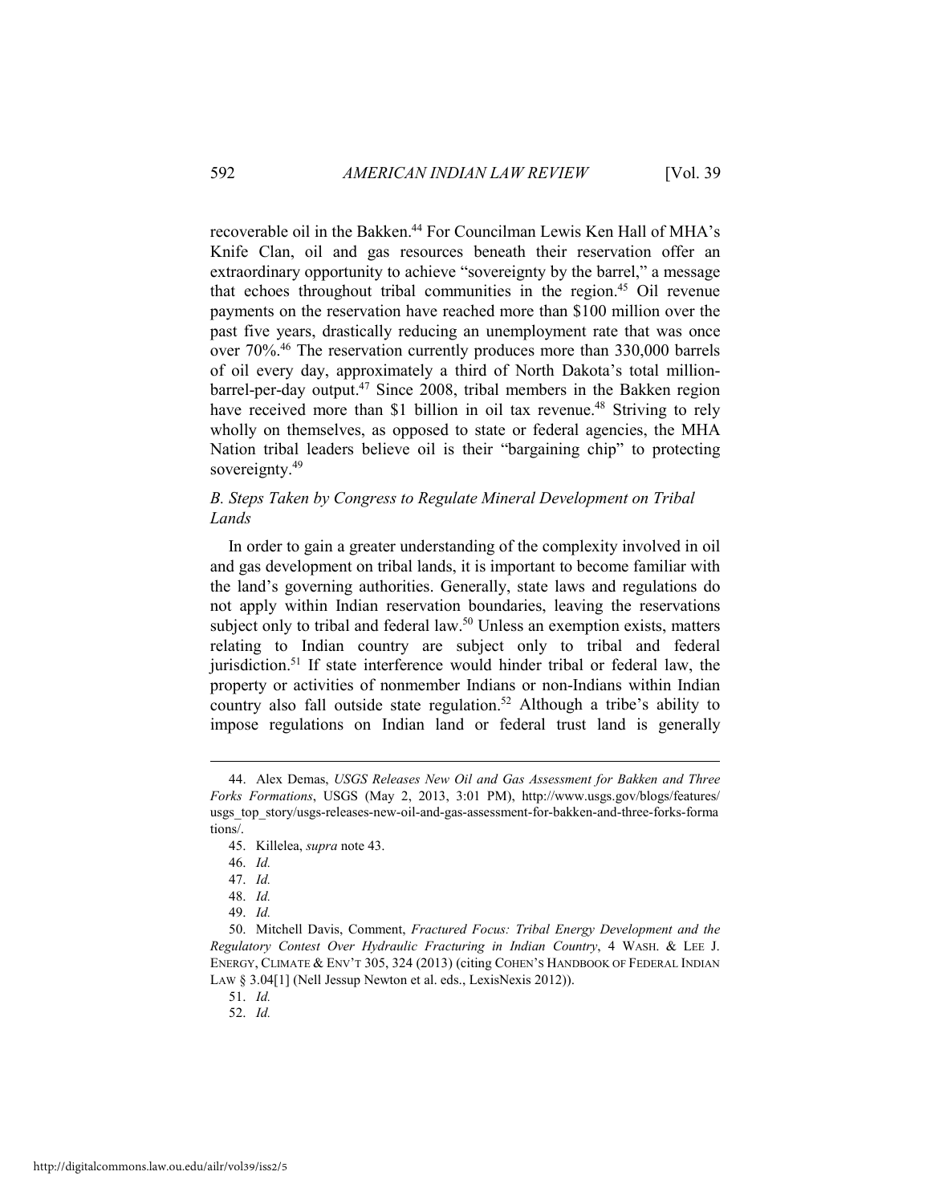recoverable oil in the Bakken.[44] For Councilman Lewis Ken Hall of MHA's Knife Clan, oil and gas resources beneath their reservation offer an extraordinary opportunity to achieve "sovereignty by the barrel," a message that echoes throughout tribal communities in the region.[45] Oil revenue payments on the reservation have reached more than $100 million over the past five years, drastically reducing an unemployment rate that was once over 70%.[46] The reservation currently produces more than 330,000 barrels of oil every day, approximately a third of North Dakota's total million-barrel-per-day output.[47] Since 2008, tribal members in the Bakken region have received more than $1 billion in oil tax revenue.[48] Striving to rely wholly on themselves, as opposed to state or federal agencies, the MHA Nation tribal leaders believe oil is their "bargaining chip" to protecting sovereignty.[49]

### *B. Steps Taken by Congress to Regulate Mineral Development on Tribal Lands*

In order to gain a greater understanding of the complexity involved in oil and gas development on tribal lands, it is important to become familiar with the land's governing authorities. Generally, state laws and regulations do not apply within Indian reservation boundaries, leaving the reservations subject only to tribal and federal law.[50] Unless an exemption exists, matters relating to Indian country are subject only to tribal and federal jurisdiction.[51] If state interference would hinder tribal or federal law, the property or activities of nonmember Indians or non-Indians within Indian country also fall outside state regulation.[52] Although a tribe's ability to impose regulations on Indian land or federal trust land is generally

---

44. Alex Demas, *USGS Releases New Oil and Gas Assessment for Bakken and Three Forks Formations*, USGS (May 2, 2013, 3:01 PM), http://www.usgs.gov/blogs/features/usgs_top_story/usgs-releases-new-oil-and-gas-assessment-for-bakken-and-three-forks-formations/.

45. Killelea, *supra* note 43.

46. *Id.*

47. *Id.*

48. *Id.*

49. *Id.*

50. Mitchell Davis, Comment, *Fractured Focus: Tribal Energy Development and the Regulatory Contest Over Hydraulic Fracturing in Indian Country*, 4 WASH. & LEE J. ENERGY, CLIMATE & ENV'T 305, 324 (2013) (citing COHEN'S HANDBOOK OF FEDERAL INDIAN LAW § 3.04[1] (Nell Jessup Newton et al. eds., LexisNexis 2012)).

51. *Id.*

52. *Id.*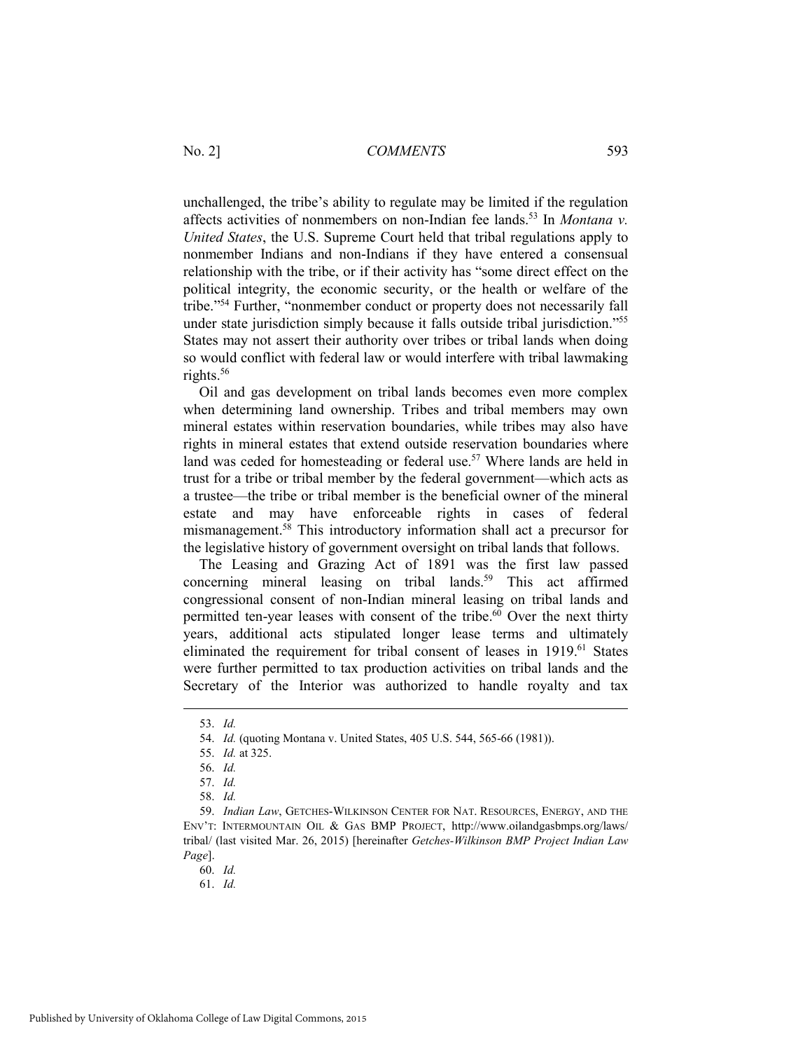unchallenged, the tribe's ability to regulate may be limited if the regulation affects activities of nonmembers on non-Indian fee lands.[53] In *Montana v. United States*, the U.S. Supreme Court held that tribal regulations apply to nonmember Indians and non-Indians if they have entered a consensual relationship with the tribe, or if their activity has "some direct effect on the political integrity, the economic security, or the health or welfare of the tribe."[54] Further, "nonmember conduct or property does not necessarily fall under state jurisdiction simply because it falls outside tribal jurisdiction."[55] States may not assert their authority over tribes or tribal lands when doing so would conflict with federal law or would interfere with tribal lawmaking rights.[56]

Oil and gas development on tribal lands becomes even more complex when determining land ownership. Tribes and tribal members may own mineral estates within reservation boundaries, while tribes may also have rights in mineral estates that extend outside reservation boundaries where land was ceded for homesteading or federal use.[57] Where lands are held in trust for a tribe or tribal member by the federal government—which acts as a trustee—the tribe or tribal member is the beneficial owner of the mineral estate and may have enforceable rights in cases of federal mismanagement.[58] This introductory information shall act a precursor for the legislative history of government oversight on tribal lands that follows.

The Leasing and Grazing Act of 1891 was the first law passed concerning mineral leasing on tribal lands.[59] This act affirmed congressional consent of non-Indian mineral leasing on tribal lands and permitted ten-year leases with consent of the tribe.[60] Over the next thirty years, additional acts stipulated longer lease terms and ultimately eliminated the requirement for tribal consent of leases in 1919.[61] States were further permitted to tax production activities on tribal lands and the Secretary of the Interior was authorized to handle royalty and tax

---

53. *Id.*

54. *Id.* (quoting Montana v. United States, 405 U.S. 544, 565-66 (1981)).

55. *Id.* at 325.

56. *Id.*

57. *Id.*

58. *Id.*

59. *Indian Law*, GETCHES-WILKINSON CENTER FOR NAT. RESOURCES, ENERGY, AND THE ENV'T: INTERMOUNTAIN OIL & GAS BMP PROJECT, http://www.oilandgasbmps.org/laws/tribal/ (last visited Mar. 26, 2015) [hereinafter *Getches-Wilkinson BMP Project Indian Law Page*].

60. *Id.*

61. *Id.*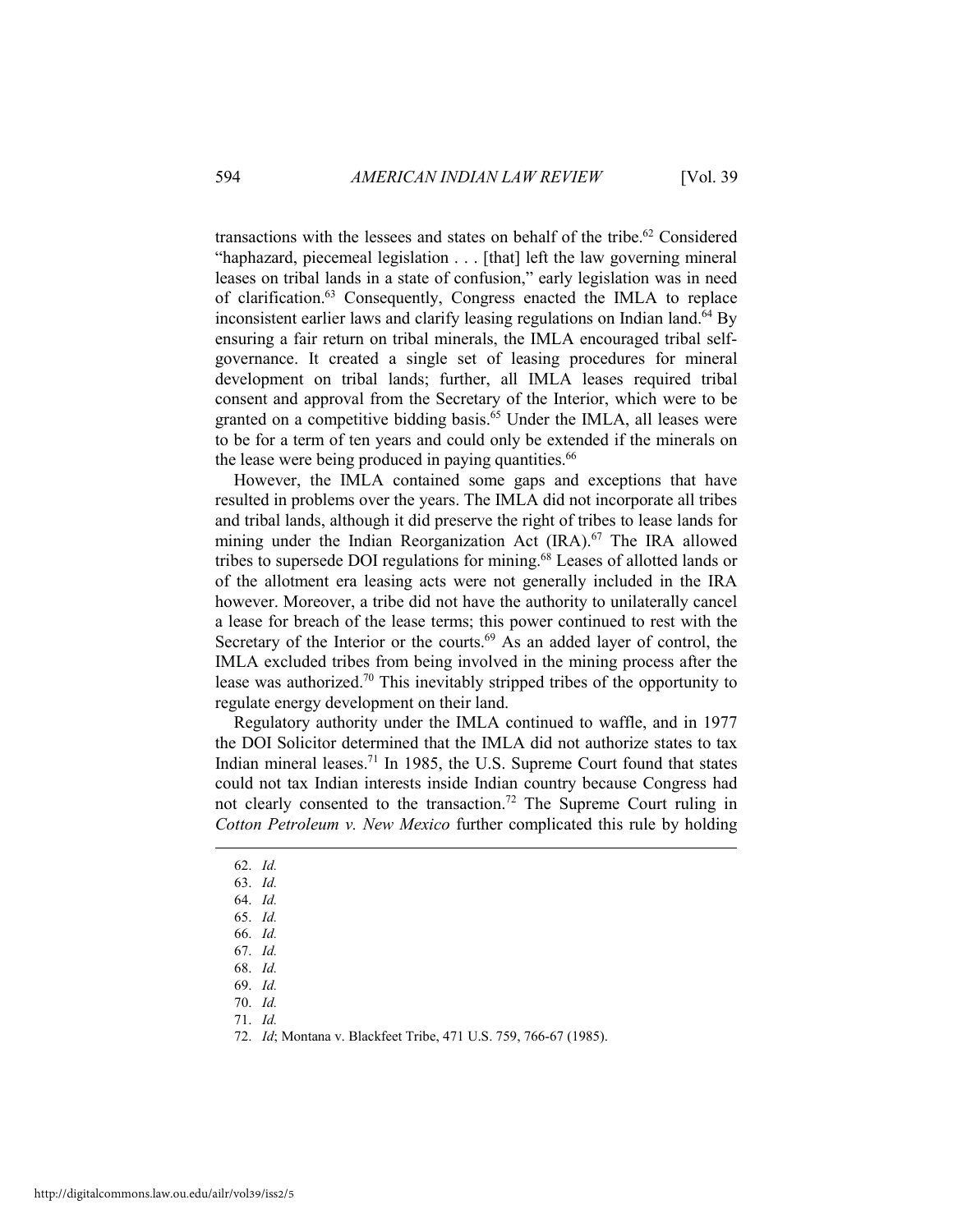transactions with the lessees and states on behalf of the tribe.[62] Considered "haphazard, piecemeal legislation . . . [that] left the law governing mineral leases on tribal lands in a state of confusion," early legislation was in need of clarification.[63] Consequently, Congress enacted the IMLA to replace inconsistent earlier laws and clarify leasing regulations on Indian land.[64] By ensuring a fair return on tribal minerals, the IMLA encouraged tribal self-governance. It created a single set of leasing procedures for mineral development on tribal lands; further, all IMLA leases required tribal consent and approval from the Secretary of the Interior, which were to be granted on a competitive bidding basis.[65] Under the IMLA, all leases were to be for a term of ten years and could only be extended if the minerals on the lease were being produced in paying quantities.[66]

However, the IMLA contained some gaps and exceptions that have resulted in problems over the years. The IMLA did not incorporate all tribes and tribal lands, although it did preserve the right of tribes to lease lands for mining under the Indian Reorganization Act (IRA).[67] The IRA allowed tribes to supersede DOI regulations for mining.[68] Leases of allotted lands or of the allotment era leasing acts were not generally included in the IRA however. Moreover, a tribe did not have the authority to unilaterally cancel a lease for breach of the lease terms; this power continued to rest with the Secretary of the Interior or the courts.[69] As an added layer of control, the IMLA excluded tribes from being involved in the mining process after the lease was authorized.[70] This inevitably stripped tribes of the opportunity to regulate energy development on their land.

Regulatory authority under the IMLA continued to waffle, and in 1977 the DOI Solicitor determined that the IMLA did not authorize states to tax Indian mineral leases.[71] In 1985, the U.S. Supreme Court found that states could not tax Indian interests inside Indian country because Congress had not clearly consented to the transaction.[72] The Supreme Court ruling in *Cotton Petroleum v. New Mexico* further complicated this rule by holding

---

62. *Id.*
63. *Id.*
64. *Id.*
65. *Id.*
66. *Id.*
67. *Id.*
68. *Id.*
69. *Id.*
70. *Id.*
71. *Id.*
72. *Id*; Montana v. Blackfeet Tribe, 471 U.S. 759, 766-67 (1985).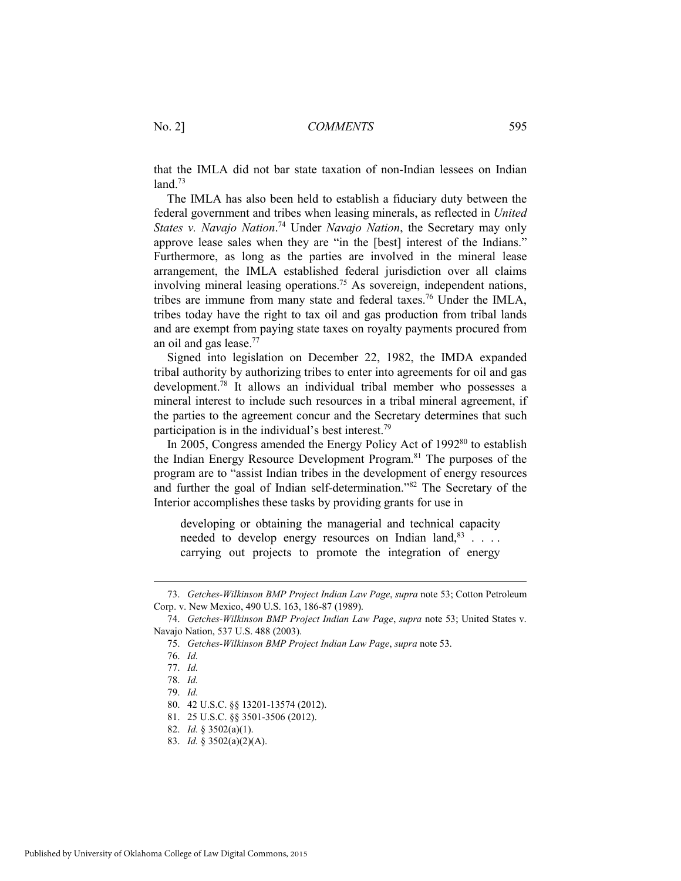that the IMLA did not bar state taxation of non-Indian lessees on Indian land.[73]

The IMLA has also been held to establish a fiduciary duty between the federal government and tribes when leasing minerals, as reflected in *United States v. Navajo Nation*.[74] Under *Navajo Nation*, the Secretary may only approve lease sales when they are "in the [best] interest of the Indians." Furthermore, as long as the parties are involved in the mineral lease arrangement, the IMLA established federal jurisdiction over all claims involving mineral leasing operations.[75] As sovereign, independent nations, tribes are immune from many state and federal taxes.[76] Under the IMLA, tribes today have the right to tax oil and gas production from tribal lands and are exempt from paying state taxes on royalty payments procured from an oil and gas lease.[77]

Signed into legislation on December 22, 1982, the IMDA expanded tribal authority by authorizing tribes to enter into agreements for oil and gas development.[78] It allows an individual tribal member who possesses a mineral interest to include such resources in a tribal mineral agreement, if the parties to the agreement concur and the Secretary determines that such participation is in the individual's best interest.[79]

In 2005, Congress amended the Energy Policy Act of 1992[80] to establish the Indian Energy Resource Development Program.[81] The purposes of the program are to "assist Indian tribes in the development of energy resources and further the goal of Indian self-determination."[82] The Secretary of the Interior accomplishes these tasks by providing grants for use in

> developing or obtaining the managerial and technical capacity needed to develop energy resources on Indian land,[83] . . . . carrying out projects to promote the integration of energy

---

73. *Getches-Wilkinson BMP Project Indian Law Page*, *supra* note 53; Cotton Petroleum Corp. v. New Mexico, 490 U.S. 163, 186-87 (1989).

74. *Getches-Wilkinson BMP Project Indian Law Page*, *supra* note 53; United States v. Navajo Nation, 537 U.S. 488 (2003).

75. *Getches-Wilkinson BMP Project Indian Law Page*, *supra* note 53.

76. *Id.*

77. *Id.*

78. *Id.*

79. *Id.*

80. 42 U.S.C. §§ 13201-13574 (2012).

81. 25 U.S.C. §§ 3501-3506 (2012).

82. *Id.* § 3502(a)(1).

83. *Id.* § 3502(a)(2)(A).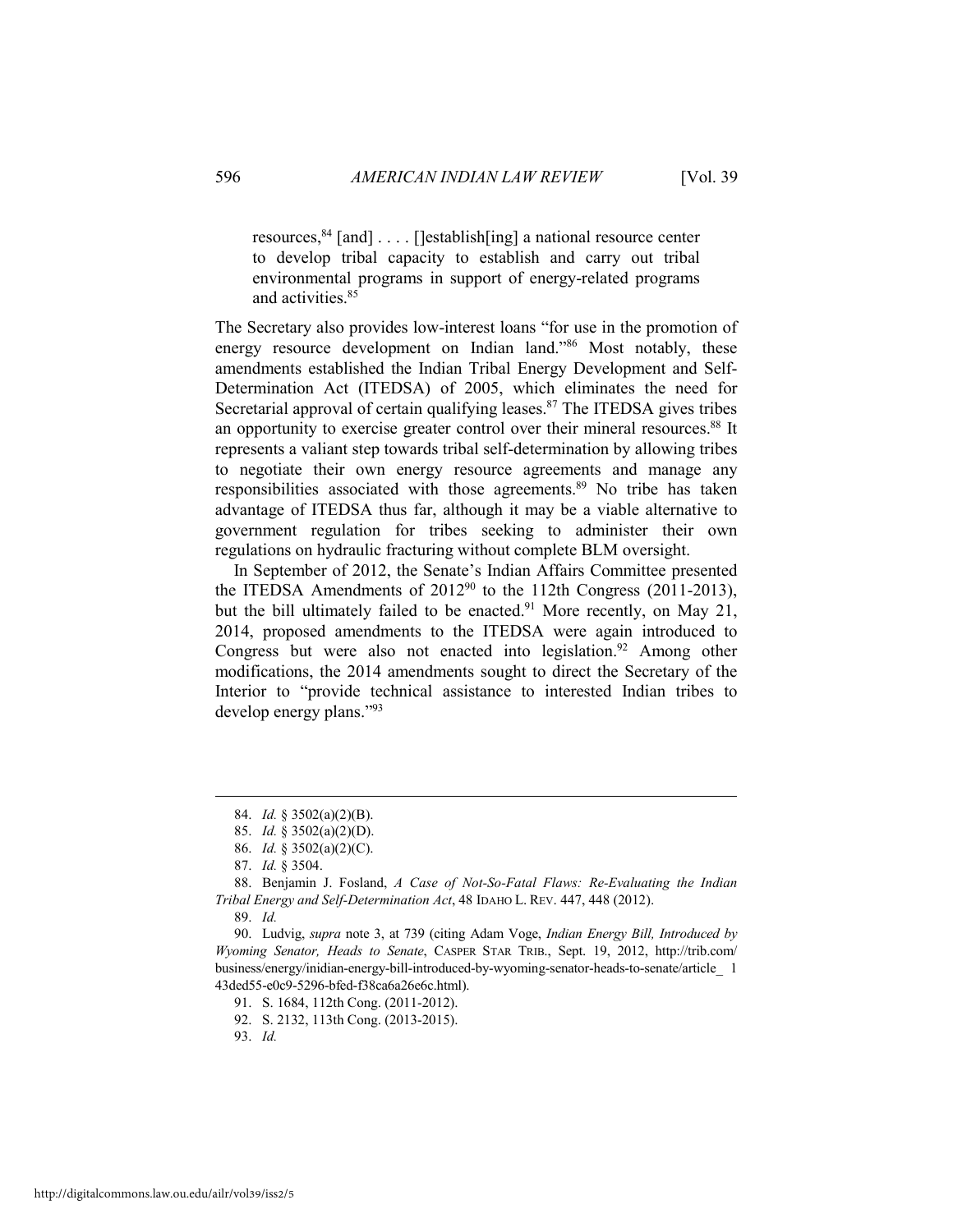> resources,[84] [and] . . . . []establish[ing] a national resource center to develop tribal capacity to establish and carry out tribal environmental programs in support of energy-related programs and activities.[85]

The Secretary also provides low-interest loans "for use in the promotion of energy resource development on Indian land."[86] Most notably, these amendments established the Indian Tribal Energy Development and Self-Determination Act (ITEDSA) of 2005, which eliminates the need for Secretarial approval of certain qualifying leases.[87] The ITEDSA gives tribes an opportunity to exercise greater control over their mineral resources.[88] It represents a valiant step towards tribal self-determination by allowing tribes to negotiate their own energy resource agreements and manage any responsibilities associated with those agreements.[89] No tribe has taken advantage of ITEDSA thus far, although it may be a viable alternative to government regulation for tribes seeking to administer their own regulations on hydraulic fracturing without complete BLM oversight.

In September of 2012, the Senate's Indian Affairs Committee presented the ITEDSA Amendments of 2012[90] to the 112th Congress (2011-2013), but the bill ultimately failed to be enacted.[91] More recently, on May 21, 2014, proposed amendments to the ITEDSA were again introduced to Congress but were also not enacted into legislation.[92] Among other modifications, the 2014 amendments sought to direct the Secretary of the Interior to "provide technical assistance to interested Indian tribes to develop energy plans."[93]

---

84. *Id.* § 3502(a)(2)(B).

85. *Id.* § 3502(a)(2)(D).

86. *Id.* § 3502(a)(2)(C).

87. *Id.* § 3504.

88. Benjamin J. Fosland, *A Case of Not-So-Fatal Flaws: Re-Evaluating the Indian Tribal Energy and Self-Determination Act*, 48 IDAHO L. REV. 447, 448 (2012).

89. *Id.*

90. Ludvig, *supra* note 3, at 739 (citing Adam Voge, *Indian Energy Bill, Introduced by Wyoming Senator, Heads to Senate*, CASPER STAR TRIB., Sept. 19, 2012, http://trib.com/business/energy/inidian-energy-bill-introduced-by-wyoming-senator-heads-to-senate/article_ 1 43ded55-e0c9-5296-bfed-f38ca6a26e6c.html).

91. S. 1684, 112th Cong. (2011-2012).

92. S. 2132, 113th Cong. (2013-2015).

93. *Id.*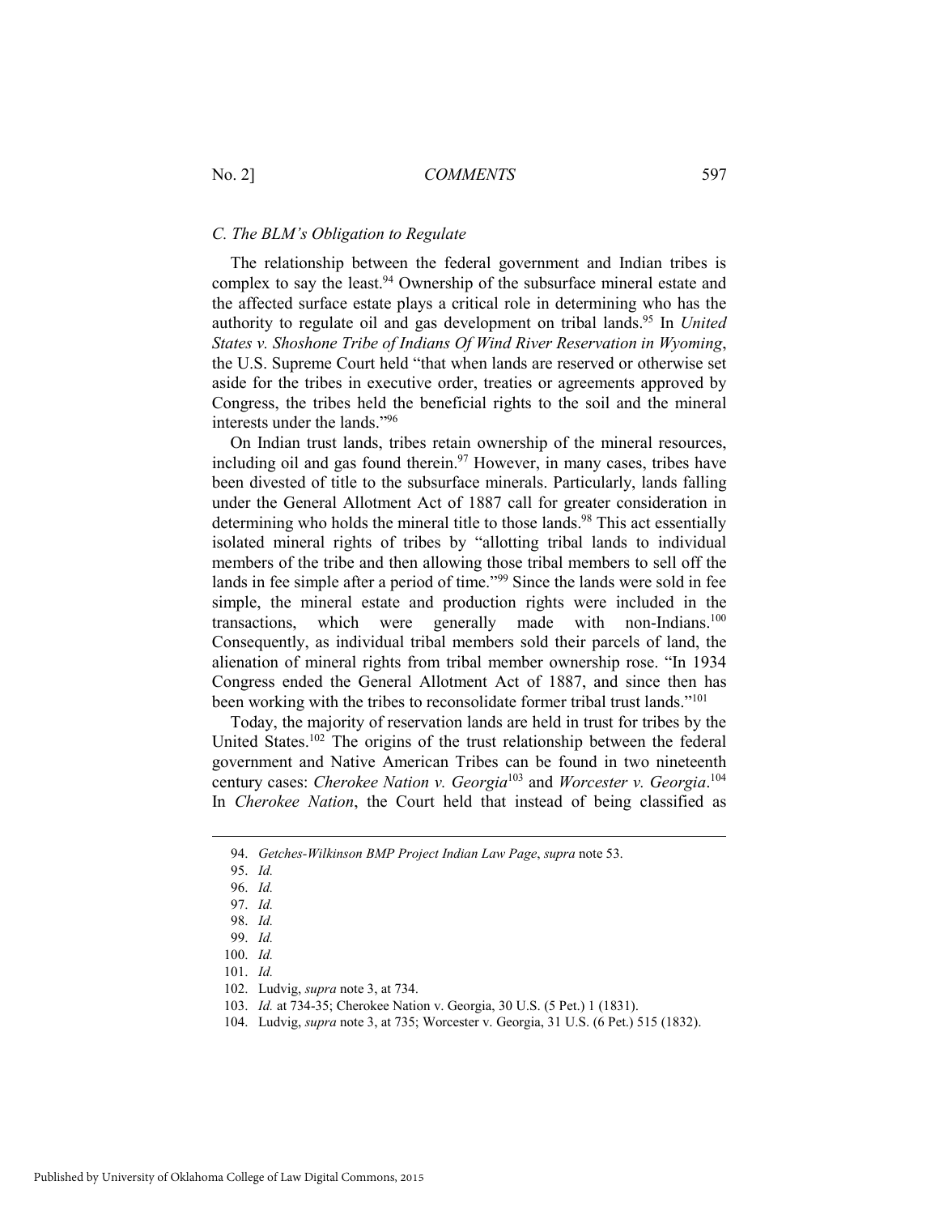### *C. The BLM's Obligation to Regulate*

The relationship between the federal government and Indian tribes is complex to say the least.[94] Ownership of the subsurface mineral estate and the affected surface estate plays a critical role in determining who has the authority to regulate oil and gas development on tribal lands.[95] In *United States v. Shoshone Tribe of Indians Of Wind River Reservation in Wyoming*, the U.S. Supreme Court held "that when lands are reserved or otherwise set aside for the tribes in executive order, treaties or agreements approved by Congress, the tribes held the beneficial rights to the soil and the mineral interests under the lands."[96]

On Indian trust lands, tribes retain ownership of the mineral resources, including oil and gas found therein.[97] However, in many cases, tribes have been divested of title to the subsurface minerals. Particularly, lands falling under the General Allotment Act of 1887 call for greater consideration in determining who holds the mineral title to those lands.[98] This act essentially isolated mineral rights of tribes by "allotting tribal lands to individual members of the tribe and then allowing those tribal members to sell off the lands in fee simple after a period of time."[99] Since the lands were sold in fee simple, the mineral estate and production rights were included in the transactions, which were generally made with non-Indians.[100] Consequently, as individual tribal members sold their parcels of land, the alienation of mineral rights from tribal member ownership rose. "In 1934 Congress ended the General Allotment Act of 1887, and since then has been working with the tribes to reconsolidate former tribal trust lands."[101]

Today, the majority of reservation lands are held in trust for tribes by the United States.[102] The origins of the trust relationship between the federal government and Native American Tribes can be found in two nineteenth century cases: *Cherokee Nation v. Georgia*[103] and *Worcester v. Georgia*.[104] In *Cherokee Nation*, the Court held that instead of being classified as

---

94. *Getches-Wilkinson BMP Project Indian Law Page*, *supra* note 53.

95. *Id.*

96. *Id.*

97. *Id.*

98. *Id.*

99. *Id.*

100. *Id.*

101. *Id.*

102. Ludvig, *supra* note 3, at 734.

103. *Id.* at 734-35; Cherokee Nation v. Georgia, 30 U.S. (5 Pet.) 1 (1831).

104. Ludvig, *supra* note 3, at 735; Worcester v. Georgia, 31 U.S. (6 Pet.) 515 (1832).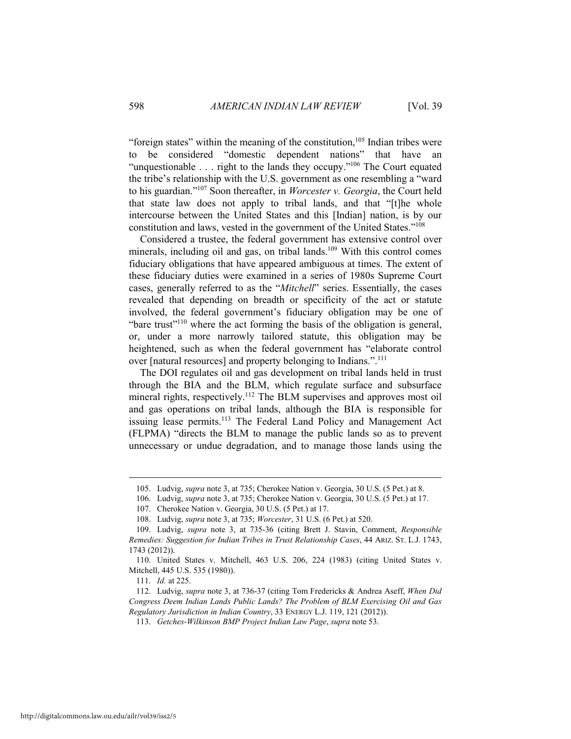"foreign states" within the meaning of the constitution,[105] Indian tribes were to be considered "domestic dependent nations" that have an "unquestionable . . . right to the lands they occupy."[106] The Court equated the tribe's relationship with the U.S. government as one resembling a "ward to his guardian."[107] Soon thereafter, in *Worcester v. Georgia*, the Court held that state law does not apply to tribal lands, and that "[t]he whole intercourse between the United States and this [Indian] nation, is by our constitution and laws, vested in the government of the United States."[108]

Considered a trustee, the federal government has extensive control over minerals, including oil and gas, on tribal lands.[109] With this control comes fiduciary obligations that have appeared ambiguous at times. The extent of these fiduciary duties were examined in a series of 1980s Supreme Court cases, generally referred to as the "*Mitchell*" series. Essentially, the cases revealed that depending on breadth or specificity of the act or statute involved, the federal government's fiduciary obligation may be one of "bare trust"[110] where the act forming the basis of the obligation is general, or, under a more narrowly tailored statute, this obligation may be heightened, such as when the federal government has "elaborate control over [natural resources] and property belonging to Indians.".[111]

The DOI regulates oil and gas development on tribal lands held in trust through the BIA and the BLM, which regulate surface and subsurface mineral rights, respectively.[112] The BLM supervises and approves most oil and gas operations on tribal lands, although the BIA is responsible for issuing lease permits.[113] The Federal Land Policy and Management Act (FLPMA) "directs the BLM to manage the public lands so as to prevent unnecessary or undue degradation, and to manage those lands using the

---

105. Ludvig, *supra* note 3, at 735; Cherokee Nation v. Georgia, 30 U.S. (5 Pet.) at 8.

106. Ludvig, *supra* note 3, at 735; Cherokee Nation v. Georgia, 30 U.S. (5 Pet.) at 17.

107. Cherokee Nation v. Georgia, 30 U.S. (5 Pet.) at 17.

108. Ludvig, *supra* note 3, at 735; *Worcester*, 31 U.S. (6 Pet.) at 520.

109. Ludvig, *supra* note 3, at 735-36 (citing Brett J. Stavin, Comment, *Responsible Remedies: Suggestion for Indian Tribes in Trust Relationship Cases*, 44 ARIZ. ST. L.J. 1743, 1743 (2012)).

110. United States v. Mitchell, 463 U.S. 206, 224 (1983) (citing United States v. Mitchell, 445 U.S. 535 (1980)).

111. *Id.* at 225.

112. Ludvig, *supra* note 3, at 736-37 (citing Tom Fredericks & Andrea Aseff, *When Did Congress Deem Indian Lands Public Lands? The Problem of BLM Exercising Oil and Gas Regulatory Jurisdiction in Indian Country*, 33 ENERGY L.J. 119, 121 (2012)).

113. *Getches-Wilkinson BMP Project Indian Law Page*, *supra* note 53.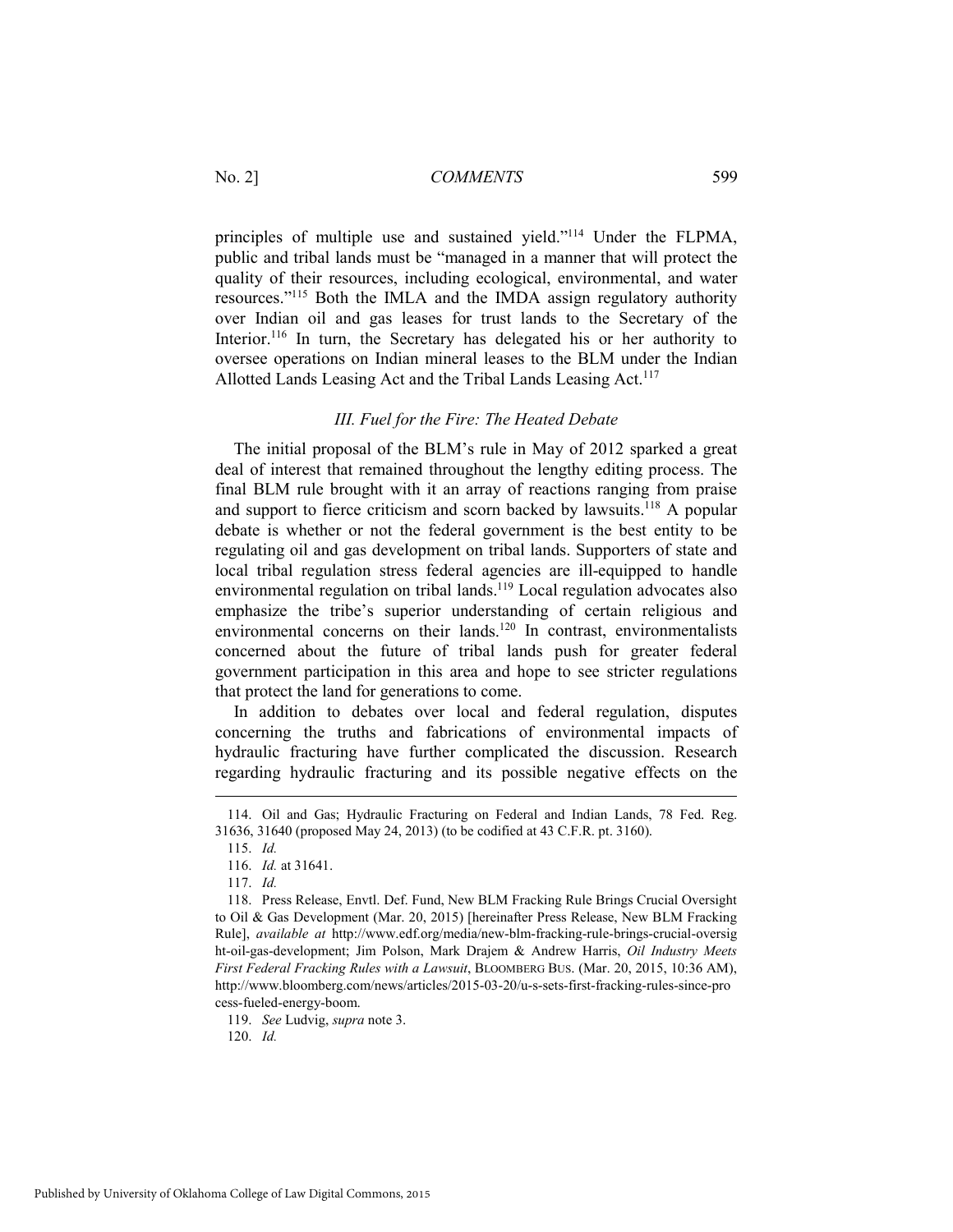principles of multiple use and sustained yield."[114] Under the FLPMA, public and tribal lands must be "managed in a manner that will protect the quality of their resources, including ecological, environmental, and water resources."[115] Both the IMLA and the IMDA assign regulatory authority over Indian oil and gas leases for trust lands to the Secretary of the Interior.[116] In turn, the Secretary has delegated his or her authority to oversee operations on Indian mineral leases to the BLM under the Indian Allotted Lands Leasing Act and the Tribal Lands Leasing Act.[117]

### *III. Fuel for the Fire: The Heated Debate*

The initial proposal of the BLM's rule in May of 2012 sparked a great deal of interest that remained throughout the lengthy editing process. The final BLM rule brought with it an array of reactions ranging from praise and support to fierce criticism and scorn backed by lawsuits.[118] A popular debate is whether or not the federal government is the best entity to be regulating oil and gas development on tribal lands. Supporters of state and local tribal regulation stress federal agencies are ill-equipped to handle environmental regulation on tribal lands.[119] Local regulation advocates also emphasize the tribe's superior understanding of certain religious and environmental concerns on their lands.[120] In contrast, environmentalists concerned about the future of tribal lands push for greater federal government participation in this area and hope to see stricter regulations that protect the land for generations to come.

In addition to debates over local and federal regulation, disputes concerning the truths and fabrications of environmental impacts of hydraulic fracturing have further complicated the discussion. Research regarding hydraulic fracturing and its possible negative effects on the

---

114. Oil and Gas; Hydraulic Fracturing on Federal and Indian Lands, 78 Fed. Reg. 31636, 31640 (proposed May 24, 2013) (to be codified at 43 C.F.R. pt. 3160).

115. *Id.*

116. *Id.* at 31641.

117. *Id.*

118. Press Release, Envtl. Def. Fund, New BLM Fracking Rule Brings Crucial Oversight to Oil & Gas Development (Mar. 20, 2015) [hereinafter Press Release, New BLM Fracking Rule], *available at* http://www.edf.org/media/new-blm-fracking-rule-brings-crucial-oversight-oil-gas-development; Jim Polson, Mark Drajem & Andrew Harris, *Oil Industry Meets First Federal Fracking Rules with a Lawsuit*, BLOOMBERG BUS. (Mar. 20, 2015, 10:36 AM), http://www.bloomberg.com/news/articles/2015-03-20/u-s-sets-first-fracking-rules-since-process-fueled-energy-boom.

119. *See* Ludvig, *supra* note 3.

120. *Id.*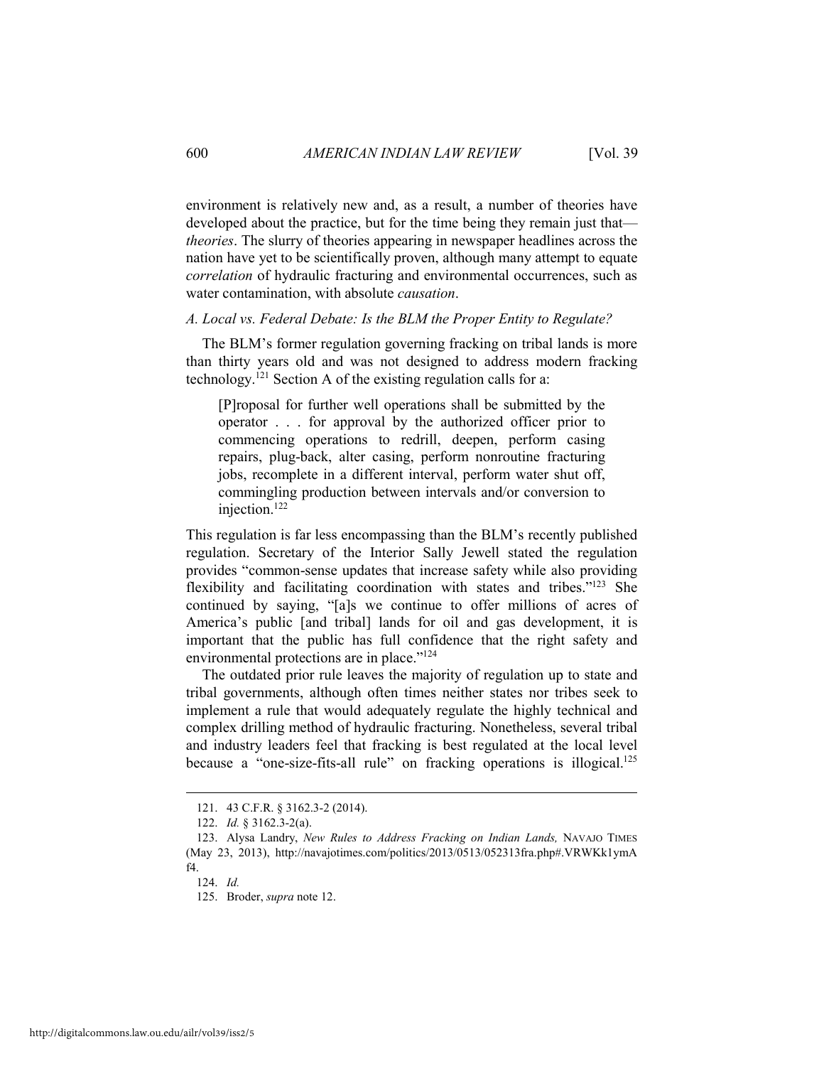environment is relatively new and, as a result, a number of theories have developed about the practice, but for the time being they remain just that—*theories*. The slurry of theories appearing in newspaper headlines across the nation have yet to be scientifically proven, although many attempt to equate *correlation* of hydraulic fracturing and environmental occurrences, such as water contamination, with absolute *causation*.

### *A. Local vs. Federal Debate: Is the BLM the Proper Entity to Regulate?*

The BLM's former regulation governing fracking on tribal lands is more than thirty years old and was not designed to address modern fracking technology.[121] Section A of the existing regulation calls for a:

> [P]roposal for further well operations shall be submitted by the operator . . . for approval by the authorized officer prior to commencing operations to redrill, deepen, perform casing repairs, plug-back, alter casing, perform nonroutine fracturing jobs, recomplete in a different interval, perform water shut off, commingling production between intervals and/or conversion to injection.[122]

This regulation is far less encompassing than the BLM's recently published regulation. Secretary of the Interior Sally Jewell stated the regulation provides "common-sense updates that increase safety while also providing flexibility and facilitating coordination with states and tribes."[123] She continued by saying, "[a]s we continue to offer millions of acres of America's public [and tribal] lands for oil and gas development, it is important that the public has full confidence that the right safety and environmental protections are in place."[124]

The outdated prior rule leaves the majority of regulation up to state and tribal governments, although often times neither states nor tribes seek to implement a rule that would adequately regulate the highly technical and complex drilling method of hydraulic fracturing. Nonetheless, several tribal and industry leaders feel that fracking is best regulated at the local level because a "one-size-fits-all rule" on fracking operations is illogical.[125]

---

121. 43 C.F.R. § 3162.3-2 (2014).

122. *Id.* § 3162.3-2(a).

123. Alysa Landry, *New Rules to Address Fracking on Indian Lands,* NAVAJO TIMES (May 23, 2013), http://navajotimes.com/politics/2013/0513/052313fra.php#.VRWKk1ymAf4.

124. *Id.*

125. Broder, *supra* note 12.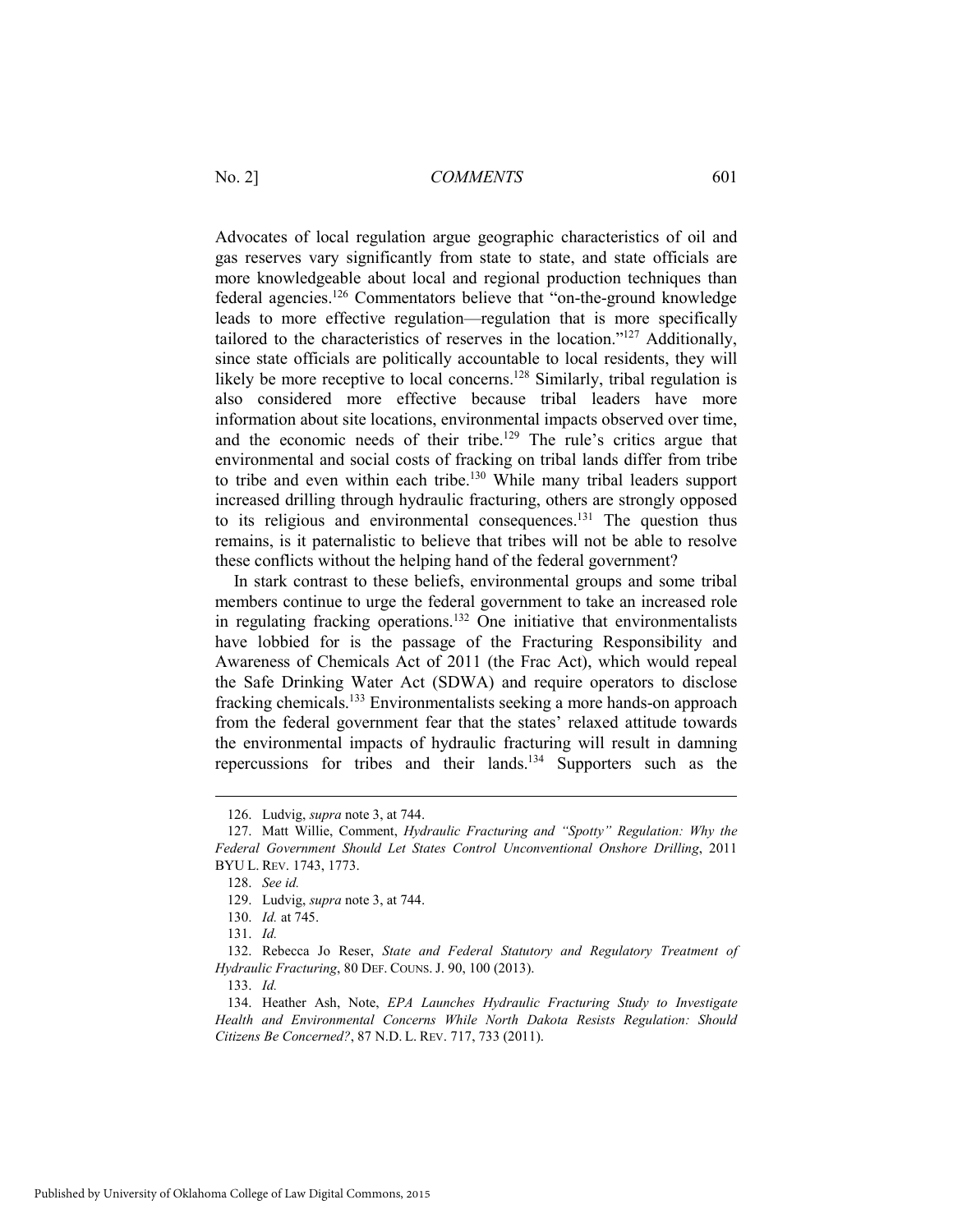Advocates of local regulation argue geographic characteristics of oil and gas reserves vary significantly from state to state, and state officials are more knowledgeable about local and regional production techniques than federal agencies.[126] Commentators believe that "on-the-ground knowledge leads to more effective regulation—regulation that is more specifically tailored to the characteristics of reserves in the location."[127] Additionally, since state officials are politically accountable to local residents, they will likely be more receptive to local concerns.[128] Similarly, tribal regulation is also considered more effective because tribal leaders have more information about site locations, environmental impacts observed over time, and the economic needs of their tribe.[129] The rule's critics argue that environmental and social costs of fracking on tribal lands differ from tribe to tribe and even within each tribe.[130] While many tribal leaders support increased drilling through hydraulic fracturing, others are strongly opposed to its religious and environmental consequences.[131] The question thus remains, is it paternalistic to believe that tribes will not be able to resolve these conflicts without the helping hand of the federal government?

In stark contrast to these beliefs, environmental groups and some tribal members continue to urge the federal government to take an increased role in regulating fracking operations.[132] One initiative that environmentalists have lobbied for is the passage of the Fracturing Responsibility and Awareness of Chemicals Act of 2011 (the Frac Act), which would repeal the Safe Drinking Water Act (SDWA) and require operators to disclose fracking chemicals.[133] Environmentalists seeking a more hands-on approach from the federal government fear that the states' relaxed attitude towards the environmental impacts of hydraulic fracturing will result in damning repercussions for tribes and their lands.[134] Supporters such as the

---

126. Ludvig, *supra* note 3, at 744.

127. Matt Willie, Comment, *Hydraulic Fracturing and "Spotty" Regulation: Why the Federal Government Should Let States Control Unconventional Onshore Drilling*, 2011 BYU L. REV. 1743, 1773.

128. *See id.*

129. Ludvig, *supra* note 3, at 744.

130. *Id.* at 745.

131. *Id.*

132. Rebecca Jo Reser, *State and Federal Statutory and Regulatory Treatment of Hydraulic Fracturing*, 80 DEF. COUNS. J. 90, 100 (2013).

133. *Id.*

134. Heather Ash, Note, *EPA Launches Hydraulic Fracturing Study to Investigate Health and Environmental Concerns While North Dakota Resists Regulation: Should Citizens Be Concerned?*, 87 N.D. L. REV. 717, 733 (2011).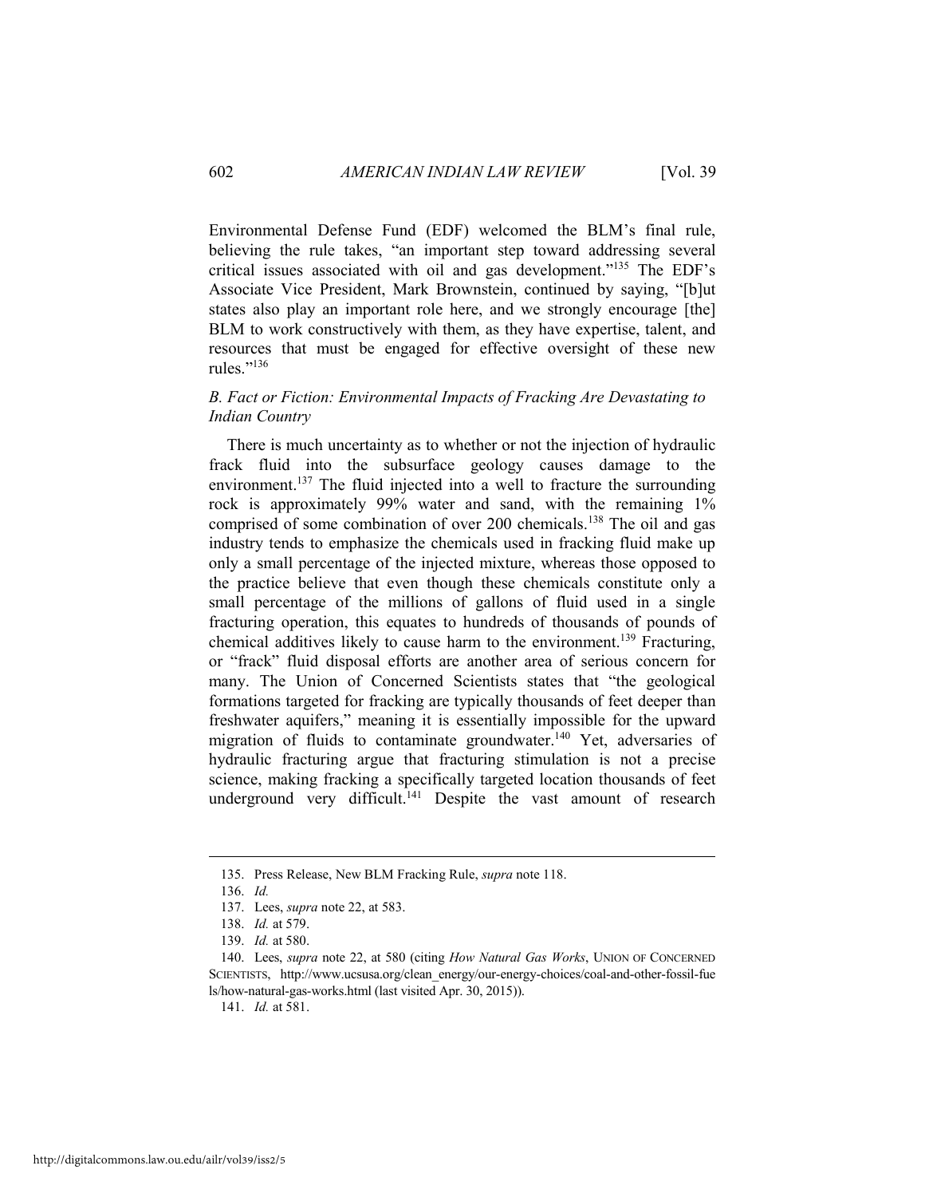Environmental Defense Fund (EDF) welcomed the BLM's final rule, believing the rule takes, "an important step toward addressing several critical issues associated with oil and gas development."[135] The EDF's Associate Vice President, Mark Brownstein, continued by saying, "[b]ut states also play an important role here, and we strongly encourage [the] BLM to work constructively with them, as they have expertise, talent, and resources that must be engaged for effective oversight of these new rules."[136]

### *B. Fact or Fiction: Environmental Impacts of Fracking Are Devastating to Indian Country*

There is much uncertainty as to whether or not the injection of hydraulic frack fluid into the subsurface geology causes damage to the environment.[137] The fluid injected into a well to fracture the surrounding rock is approximately 99% water and sand, with the remaining 1% comprised of some combination of over 200 chemicals.[138] The oil and gas industry tends to emphasize the chemicals used in fracking fluid make up only a small percentage of the injected mixture, whereas those opposed to the practice believe that even though these chemicals constitute only a small percentage of the millions of gallons of fluid used in a single fracturing operation, this equates to hundreds of thousands of pounds of chemical additives likely to cause harm to the environment.[139] Fracturing, or "frack" fluid disposal efforts are another area of serious concern for many. The Union of Concerned Scientists states that "the geological formations targeted for fracking are typically thousands of feet deeper than freshwater aquifers," meaning it is essentially impossible for the upward migration of fluids to contaminate groundwater.[140] Yet, adversaries of hydraulic fracturing argue that fracturing stimulation is not a precise science, making fracking a specifically targeted location thousands of feet underground very difficult.[141] Despite the vast amount of research

---

135. Press Release, New BLM Fracking Rule, *supra* note 118.

136. *Id.*

137. Lees, *supra* note 22, at 583.

138. *Id.* at 579.

139. *Id.* at 580.

140. Lees, *supra* note 22, at 580 (citing *How Natural Gas Works*, UNION OF CONCERNED SCIENTISTS, http://www.ucsusa.org/clean_energy/our-energy-choices/coal-and-other-fossil-fuels/how-natural-gas-works.html (last visited Apr. 30, 2015)).

141. *Id.* at 581.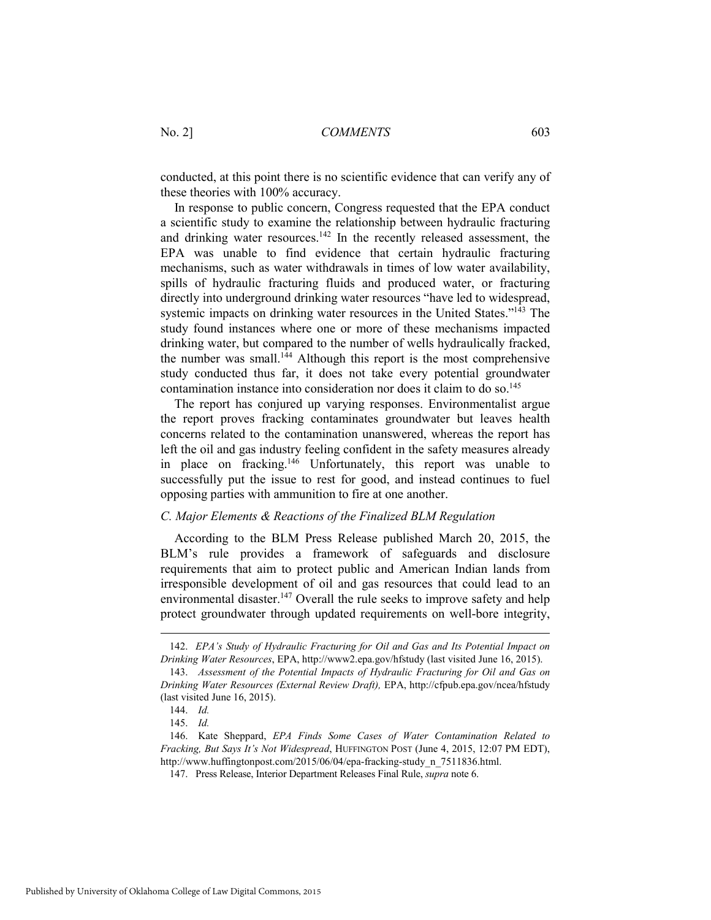conducted, at this point there is no scientific evidence that can verify any of these theories with 100% accuracy.

In response to public concern, Congress requested that the EPA conduct a scientific study to examine the relationship between hydraulic fracturing and drinking water resources.[142] In the recently released assessment, the EPA was unable to find evidence that certain hydraulic fracturing mechanisms, such as water withdrawals in times of low water availability, spills of hydraulic fracturing fluids and produced water, or fracturing directly into underground drinking water resources "have led to widespread, systemic impacts on drinking water resources in the United States."[143] The study found instances where one or more of these mechanisms impacted drinking water, but compared to the number of wells hydraulically fracked, the number was small.[144] Although this report is the most comprehensive study conducted thus far, it does not take every potential groundwater contamination instance into consideration nor does it claim to do so.[145]

The report has conjured up varying responses. Environmentalist argue the report proves fracking contaminates groundwater but leaves health concerns related to the contamination unanswered, whereas the report has left the oil and gas industry feeling confident in the safety measures already in place on fracking.[146] Unfortunately, this report was unable to successfully put the issue to rest for good, and instead continues to fuel opposing parties with ammunition to fire at one another.

### *C. Major Elements & Reactions of the Finalized BLM Regulation*

According to the BLM Press Release published March 20, 2015, the BLM's rule provides a framework of safeguards and disclosure requirements that aim to protect public and American Indian lands from irresponsible development of oil and gas resources that could lead to an environmental disaster.[147] Overall the rule seeks to improve safety and help protect groundwater through updated requirements on well-bore integrity,

---

142. *EPA's Study of Hydraulic Fracturing for Oil and Gas and Its Potential Impact on Drinking Water Resources*, EPA, http://www2.epa.gov/hfstudy (last visited June 16, 2015).

143. *Assessment of the Potential Impacts of Hydraulic Fracturing for Oil and Gas on Drinking Water Resources (External Review Draft),* EPA, http://cfpub.epa.gov/ncea/hfstudy (last visited June 16, 2015).

144. *Id.*

145. *Id.*

146. Kate Sheppard, *EPA Finds Some Cases of Water Contamination Related to Fracking, But Says It's Not Widespread*, HUFFINGTON POST (June 4, 2015, 12:07 PM EDT), http://www.huffingtonpost.com/2015/06/04/epa-fracking-study_n_7511836.html.

147. Press Release, Interior Department Releases Final Rule, *supra* note 6.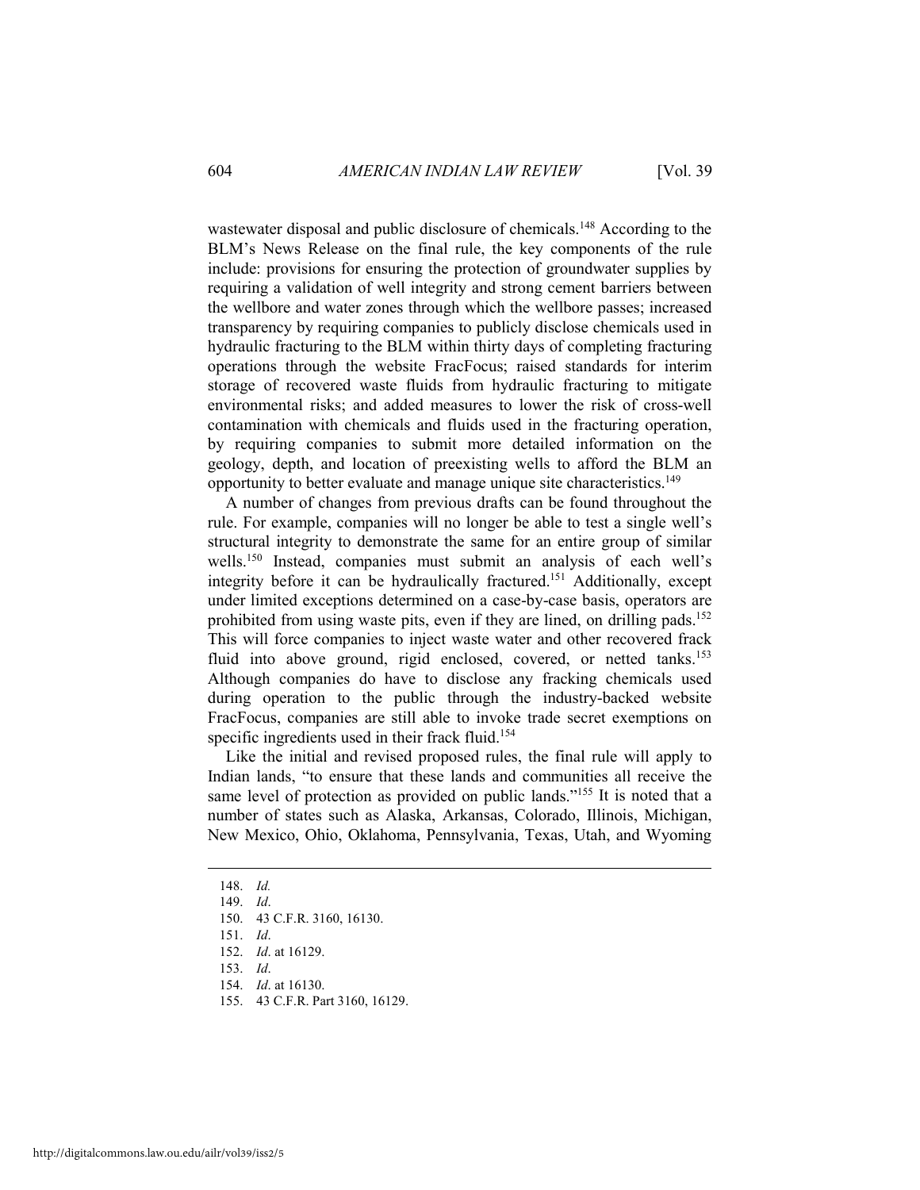wastewater disposal and public disclosure of chemicals.[148] According to the BLM's News Release on the final rule, the key components of the rule include: provisions for ensuring the protection of groundwater supplies by requiring a validation of well integrity and strong cement barriers between the wellbore and water zones through which the wellbore passes; increased transparency by requiring companies to publicly disclose chemicals used in hydraulic fracturing to the BLM within thirty days of completing fracturing operations through the website FracFocus; raised standards for interim storage of recovered waste fluids from hydraulic fracturing to mitigate environmental risks; and added measures to lower the risk of cross-well contamination with chemicals and fluids used in the fracturing operation, by requiring companies to submit more detailed information on the geology, depth, and location of preexisting wells to afford the BLM an opportunity to better evaluate and manage unique site characteristics.[149]

A number of changes from previous drafts can be found throughout the rule. For example, companies will no longer be able to test a single well's structural integrity to demonstrate the same for an entire group of similar wells.[150] Instead, companies must submit an analysis of each well's integrity before it can be hydraulically fractured.[151] Additionally, except under limited exceptions determined on a case-by-case basis, operators are prohibited from using waste pits, even if they are lined, on drilling pads.[152] This will force companies to inject waste water and other recovered frack fluid into above ground, rigid enclosed, covered, or netted tanks.[153] Although companies do have to disclose any fracking chemicals used during operation to the public through the industry-backed website FracFocus, companies are still able to invoke trade secret exemptions on specific ingredients used in their frack fluid.[154]

Like the initial and revised proposed rules, the final rule will apply to Indian lands, "to ensure that these lands and communities all receive the same level of protection as provided on public lands."[155] It is noted that a number of states such as Alaska, Arkansas, Colorado, Illinois, Michigan, New Mexico, Ohio, Oklahoma, Pennsylvania, Texas, Utah, and Wyoming

---

148. *Id.*
149. *Id*.
150. 43 C.F.R. 3160, 16130.
151. *Id*.
152. *Id*. at 16129.
153. *Id*.
154. *Id*. at 16130.
155. 43 C.F.R. Part 3160, 16129.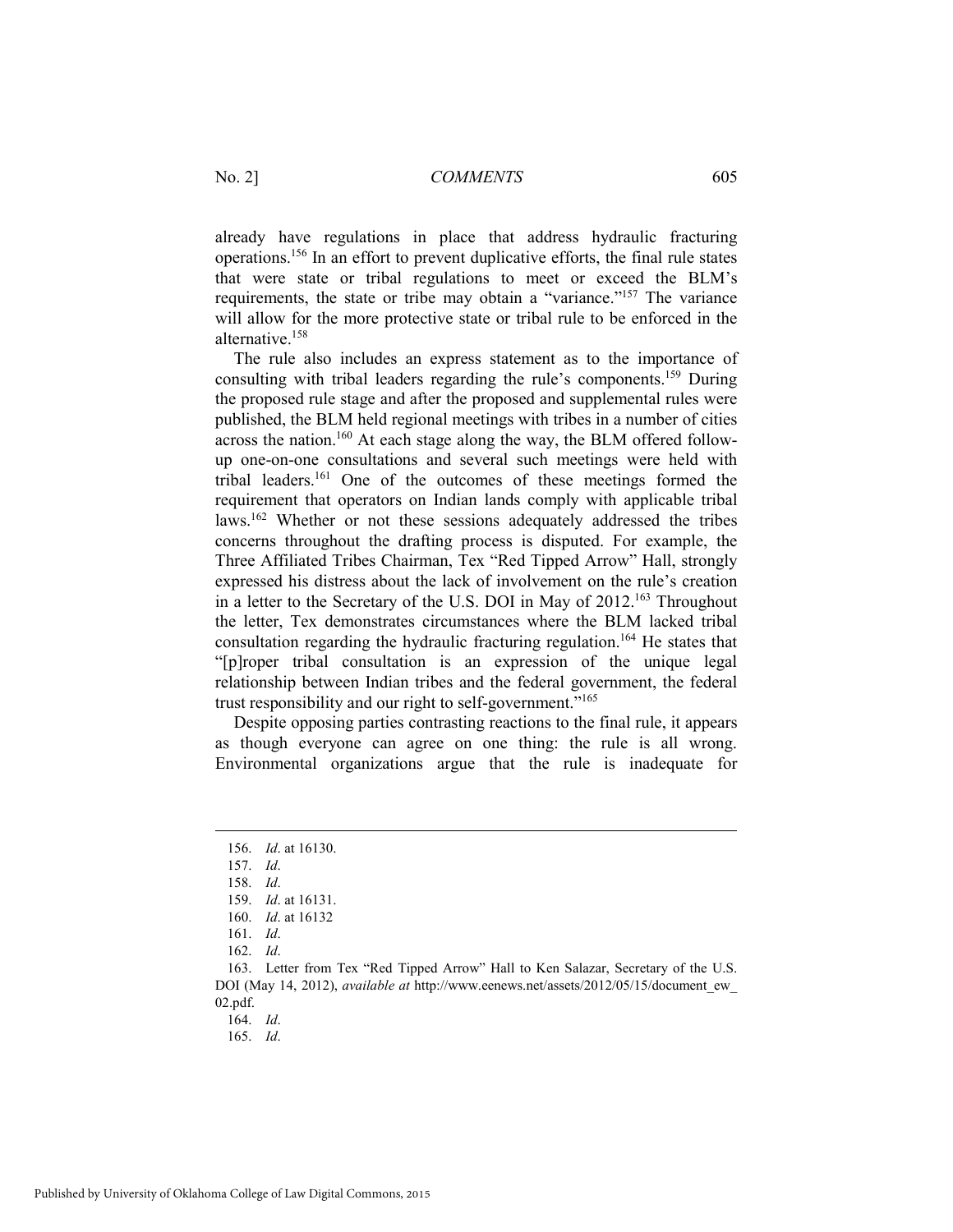already have regulations in place that address hydraulic fracturing operations.[156] In an effort to prevent duplicative efforts, the final rule states that were state or tribal regulations to meet or exceed the BLM's requirements, the state or tribe may obtain a "variance."[157] The variance will allow for the more protective state or tribal rule to be enforced in the alternative.[158]

The rule also includes an express statement as to the importance of consulting with tribal leaders regarding the rule's components.[159] During the proposed rule stage and after the proposed and supplemental rules were published, the BLM held regional meetings with tribes in a number of cities across the nation.[160] At each stage along the way, the BLM offered follow-up one-on-one consultations and several such meetings were held with tribal leaders.[161] One of the outcomes of these meetings formed the requirement that operators on Indian lands comply with applicable tribal laws.[162] Whether or not these sessions adequately addressed the tribes concerns throughout the drafting process is disputed. For example, the Three Affiliated Tribes Chairman, Tex "Red Tipped Arrow" Hall, strongly expressed his distress about the lack of involvement on the rule's creation in a letter to the Secretary of the U.S. DOI in May of 2012.[163] Throughout the letter, Tex demonstrates circumstances where the BLM lacked tribal consultation regarding the hydraulic fracturing regulation.[164] He states that "[p]roper tribal consultation is an expression of the unique legal relationship between Indian tribes and the federal government, the federal trust responsibility and our right to self-government."[165]

Despite opposing parties contrasting reactions to the final rule, it appears as though everyone can agree on one thing: the rule is all wrong. Environmental organizations argue that the rule is inadequate for

---

156. *Id*. at 16130.

157. *Id*.

158. *Id*.

159. *Id*. at 16131.

160. *Id*. at 16132

161. *Id*.

162. *Id*.

163. Letter from Tex "Red Tipped Arrow" Hall to Ken Salazar, Secretary of the U.S. DOI (May 14, 2012), *available at* http://www.eenews.net/assets/2012/05/15/document_ew_02.pdf.

164. *Id*.

165. *Id*.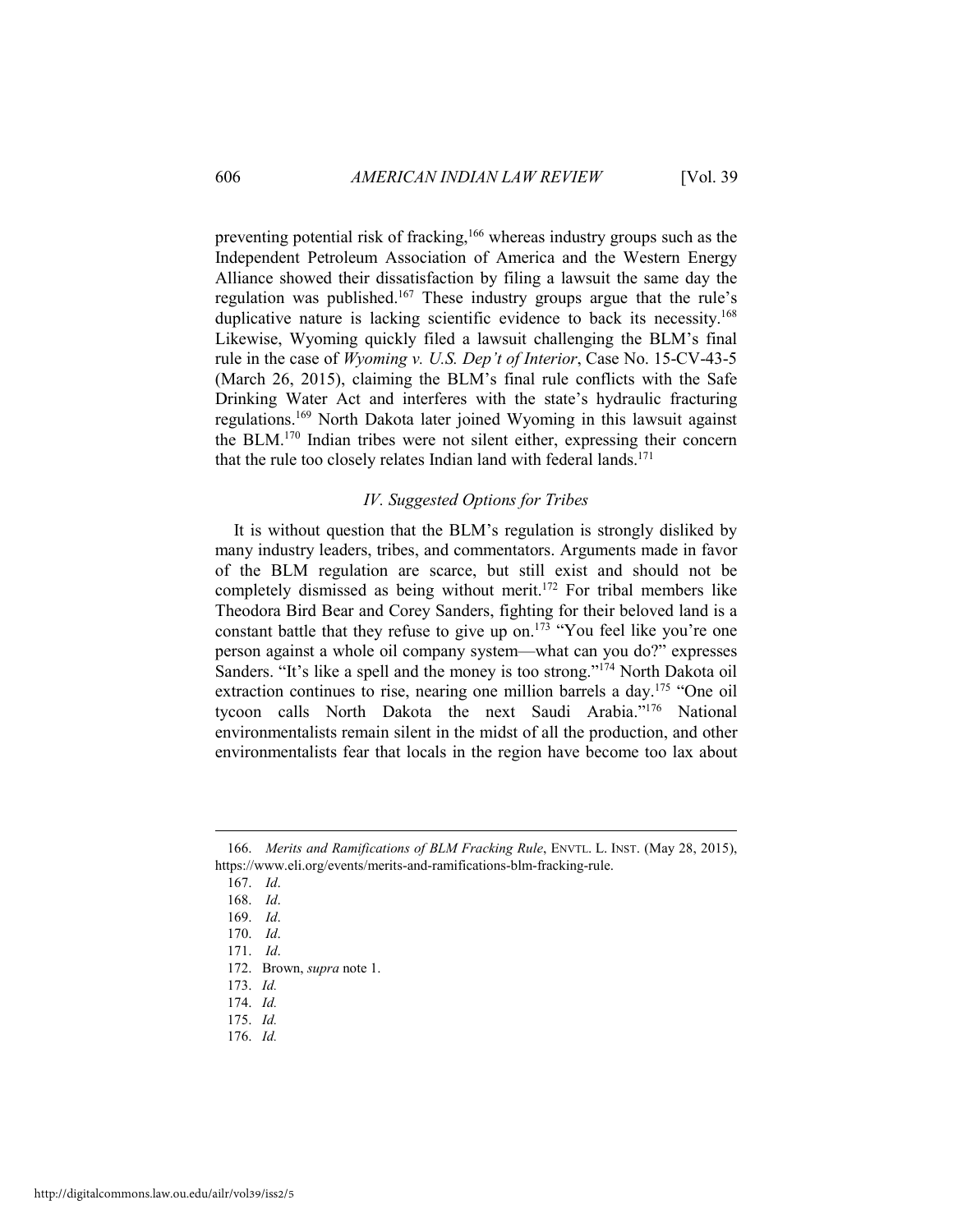preventing potential risk of fracking,[166] whereas industry groups such as the Independent Petroleum Association of America and the Western Energy Alliance showed their dissatisfaction by filing a lawsuit the same day the regulation was published.[167] These industry groups argue that the rule's duplicative nature is lacking scientific evidence to back its necessity.[168] Likewise, Wyoming quickly filed a lawsuit challenging the BLM's final rule in the case of *Wyoming v. U.S. Dep't of Interior*, Case No. 15-CV-43-5 (March 26, 2015), claiming the BLM's final rule conflicts with the Safe Drinking Water Act and interferes with the state's hydraulic fracturing regulations.[169] North Dakota later joined Wyoming in this lawsuit against the BLM.[170] Indian tribes were not silent either, expressing their concern that the rule too closely relates Indian land with federal lands.[171]

### *IV. Suggested Options for Tribes*

It is without question that the BLM's regulation is strongly disliked by many industry leaders, tribes, and commentators. Arguments made in favor of the BLM regulation are scarce, but still exist and should not be completely dismissed as being without merit.[172] For tribal members like Theodora Bird Bear and Corey Sanders, fighting for their beloved land is a constant battle that they refuse to give up on.[173] "You feel like you're one person against a whole oil company system—what can you do?" expresses Sanders. "It's like a spell and the money is too strong."[174] North Dakota oil extraction continues to rise, nearing one million barrels a day.[175] "One oil tycoon calls North Dakota the next Saudi Arabia."[176] National environmentalists remain silent in the midst of all the production, and other environmentalists fear that locals in the region have become too lax about

---

166. *Merits and Ramifications of BLM Fracking Rule*, ENVTL. L. INST. (May 28, 2015), https://www.eli.org/events/merits-and-ramifications-blm-fracking-rule.

167. *Id*.

168. *Id*.

169. *Id*.

170. *Id*.

171. *Id*.

172. Brown, *supra* note 1.

173. *Id.*

174. *Id.*

175. *Id.*

176. *Id.*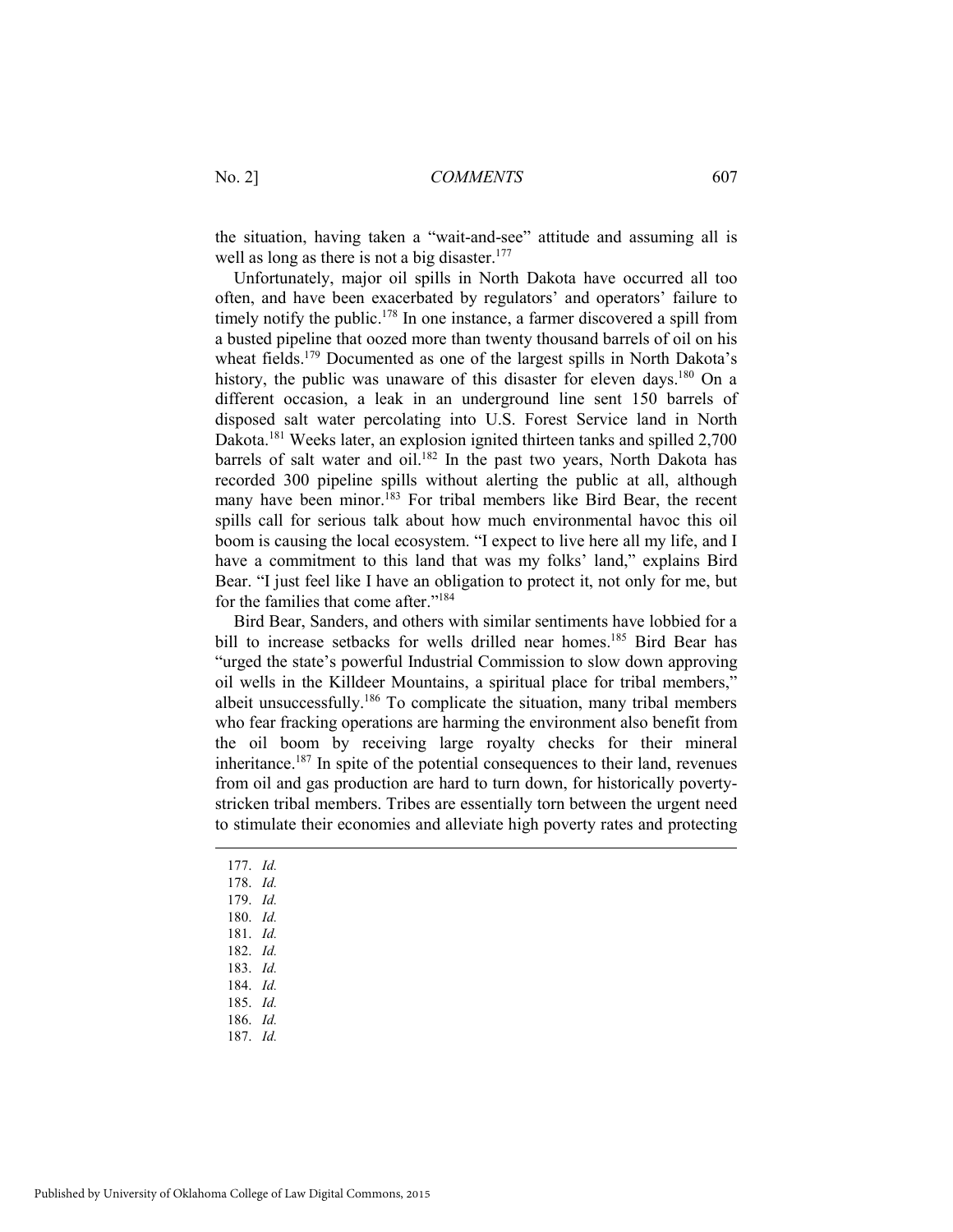the situation, having taken a "wait-and-see" attitude and assuming all is well as long as there is not a big disaster.[177]

Unfortunately, major oil spills in North Dakota have occurred all too often, and have been exacerbated by regulators' and operators' failure to timely notify the public.[178] In one instance, a farmer discovered a spill from a busted pipeline that oozed more than twenty thousand barrels of oil on his wheat fields.[179] Documented as one of the largest spills in North Dakota's history, the public was unaware of this disaster for eleven days.[180] On a different occasion, a leak in an underground line sent 150 barrels of disposed salt water percolating into U.S. Forest Service land in North Dakota.[181] Weeks later, an explosion ignited thirteen tanks and spilled 2,700 barrels of salt water and oil.[182] In the past two years, North Dakota has recorded 300 pipeline spills without alerting the public at all, although many have been minor.[183] For tribal members like Bird Bear, the recent spills call for serious talk about how much environmental havoc this oil boom is causing the local ecosystem. "I expect to live here all my life, and I have a commitment to this land that was my folks' land," explains Bird Bear. "I just feel like I have an obligation to protect it, not only for me, but for the families that come after."[184]

Bird Bear, Sanders, and others with similar sentiments have lobbied for a bill to increase setbacks for wells drilled near homes.[185] Bird Bear has "urged the state's powerful Industrial Commission to slow down approving oil wells in the Killdeer Mountains, a spiritual place for tribal members," albeit unsuccessfully.[186] To complicate the situation, many tribal members who fear fracking operations are harming the environment also benefit from the oil boom by receiving large royalty checks for their mineral inheritance.[187] In spite of the potential consequences to their land, revenues from oil and gas production are hard to turn down, for historically poverty-stricken tribal members. Tribes are essentially torn between the urgent need to stimulate their economies and alleviate high poverty rates and protecting

---

177. *Id.*
178. *Id.*
179. *Id.*
180. *Id.*
181. *Id.*
182. *Id.*
183. *Id.*
184. *Id.*
185. *Id.*
186. *Id.*
187. *Id.*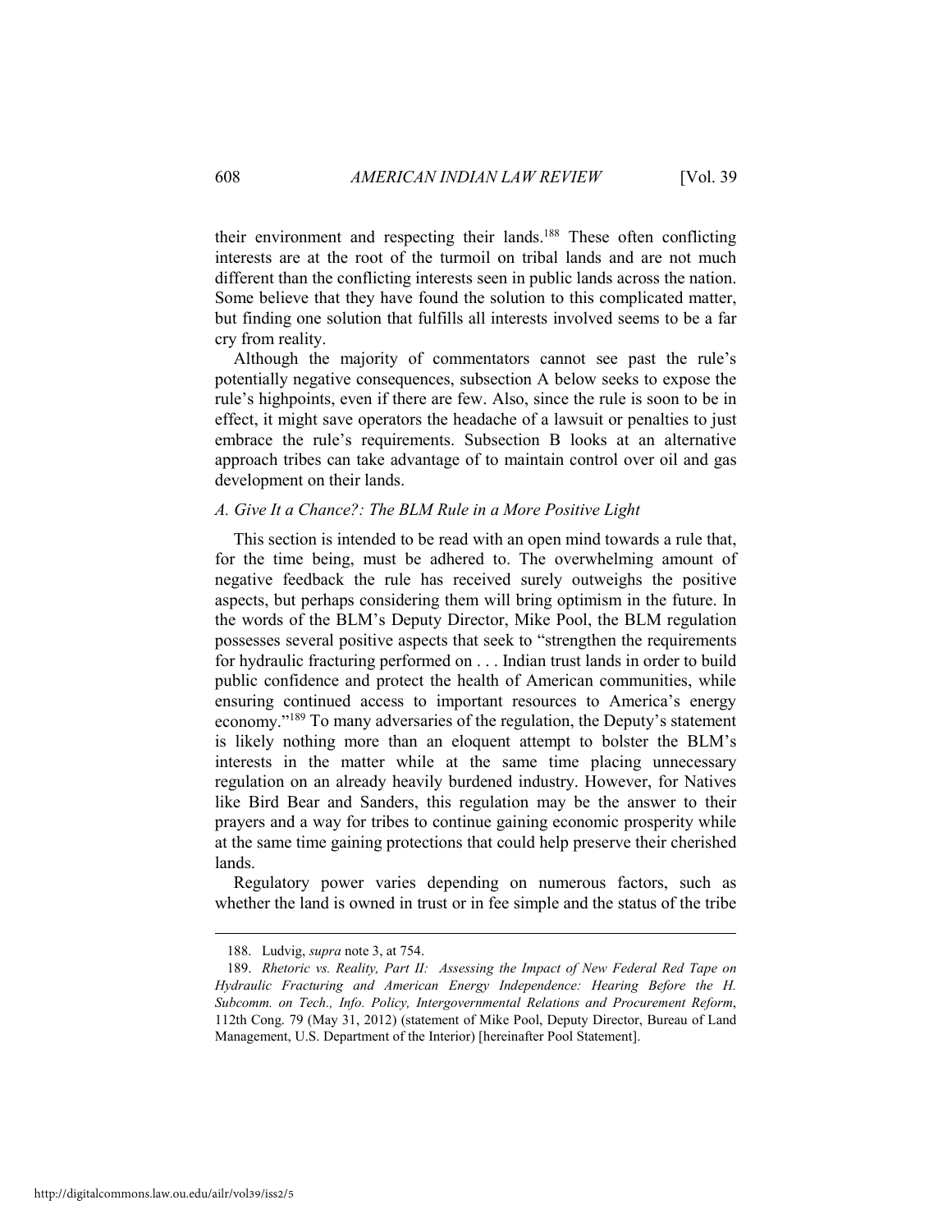their environment and respecting their lands.[188] These often conflicting interests are at the root of the turmoil on tribal lands and are not much different than the conflicting interests seen in public lands across the nation. Some believe that they have found the solution to this complicated matter, but finding one solution that fulfills all interests involved seems to be a far cry from reality.

Although the majority of commentators cannot see past the rule's potentially negative consequences, subsection A below seeks to expose the rule's highpoints, even if there are few. Also, since the rule is soon to be in effect, it might save operators the headache of a lawsuit or penalties to just embrace the rule's requirements. Subsection B looks at an alternative approach tribes can take advantage of to maintain control over oil and gas development on their lands.

### *A. Give It a Chance?: The BLM Rule in a More Positive Light*

This section is intended to be read with an open mind towards a rule that, for the time being, must be adhered to. The overwhelming amount of negative feedback the rule has received surely outweighs the positive aspects, but perhaps considering them will bring optimism in the future. In the words of the BLM's Deputy Director, Mike Pool, the BLM regulation possesses several positive aspects that seek to "strengthen the requirements for hydraulic fracturing performed on . . . Indian trust lands in order to build public confidence and protect the health of American communities, while ensuring continued access to important resources to America's energy economy."[189] To many adversaries of the regulation, the Deputy's statement is likely nothing more than an eloquent attempt to bolster the BLM's interests in the matter while at the same time placing unnecessary regulation on an already heavily burdened industry. However, for Natives like Bird Bear and Sanders, this regulation may be the answer to their prayers and a way for tribes to continue gaining economic prosperity while at the same time gaining protections that could help preserve their cherished lands.

Regulatory power varies depending on numerous factors, such as whether the land is owned in trust or in fee simple and the status of the tribe

---

188. Ludvig, *supra* note 3, at 754.

189. *Rhetoric vs. Reality, Part II: Assessing the Impact of New Federal Red Tape on Hydraulic Fracturing and American Energy Independence: Hearing Before the H. Subcomm. on Tech., Info. Policy, Intergovernmental Relations and Procurement Reform*, 112th Cong. 79 (May 31, 2012) (statement of Mike Pool, Deputy Director, Bureau of Land Management, U.S. Department of the Interior) [hereinafter Pool Statement].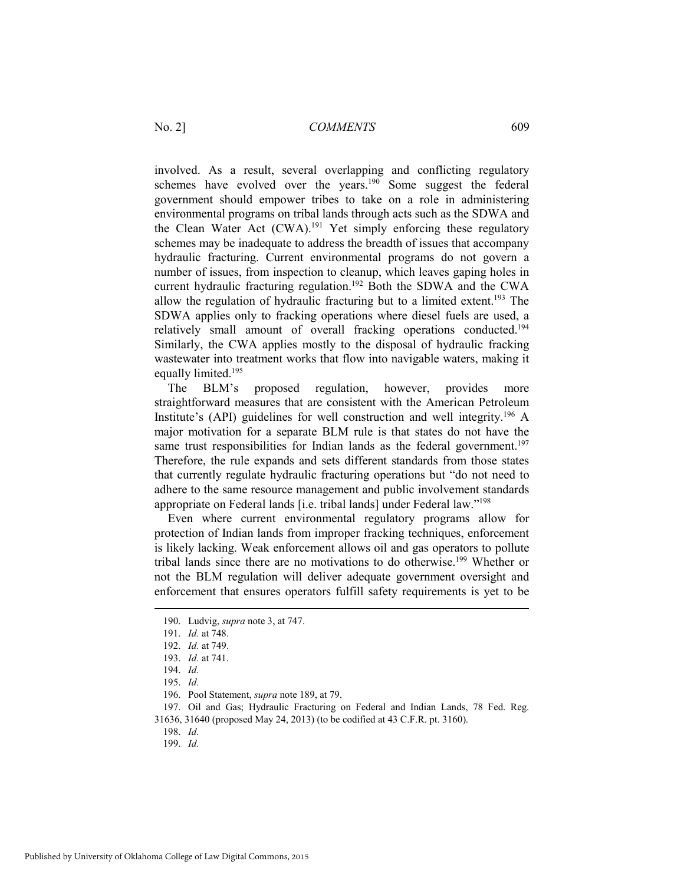involved. As a result, several overlapping and conflicting regulatory schemes have evolved over the years.[190] Some suggest the federal government should empower tribes to take on a role in administering environmental programs on tribal lands through acts such as the SDWA and the Clean Water Act (CWA).[191] Yet simply enforcing these regulatory schemes may be inadequate to address the breadth of issues that accompany hydraulic fracturing. Current environmental programs do not govern a number of issues, from inspection to cleanup, which leaves gaping holes in current hydraulic fracturing regulation.[192] Both the SDWA and the CWA allow the regulation of hydraulic fracturing but to a limited extent.[193] The SDWA applies only to fracking operations where diesel fuels are used, a relatively small amount of overall fracking operations conducted.[194] Similarly, the CWA applies mostly to the disposal of hydraulic fracking wastewater into treatment works that flow into navigable waters, making it equally limited.[195]

The BLM's proposed regulation, however, provides more straightforward measures that are consistent with the American Petroleum Institute's (API) guidelines for well construction and well integrity.[196] A major motivation for a separate BLM rule is that states do not have the same trust responsibilities for Indian lands as the federal government.[197] Therefore, the rule expands and sets different standards from those states that currently regulate hydraulic fracturing operations but "do not need to adhere to the same resource management and public involvement standards appropriate on Federal lands [i.e. tribal lands] under Federal law."[198]

Even where current environmental regulatory programs allow for protection of Indian lands from improper fracking techniques, enforcement is likely lacking. Weak enforcement allows oil and gas operators to pollute tribal lands since there are no motivations to do otherwise.[199] Whether or not the BLM regulation will deliver adequate government oversight and enforcement that ensures operators fulfill safety requirements is yet to be

---

190. Ludvig, *supra* note 3, at 747.

191. *Id.* at 748.

192. *Id.* at 749.

193. *Id.* at 741.

194. *Id.*

195. *Id.*

196. Pool Statement, *supra* note 189, at 79.

197. Oil and Gas; Hydraulic Fracturing on Federal and Indian Lands, 78 Fed. Reg. 31636, 31640 (proposed May 24, 2013) (to be codified at 43 C.F.R. pt. 3160).

198. *Id.*

199. *Id.*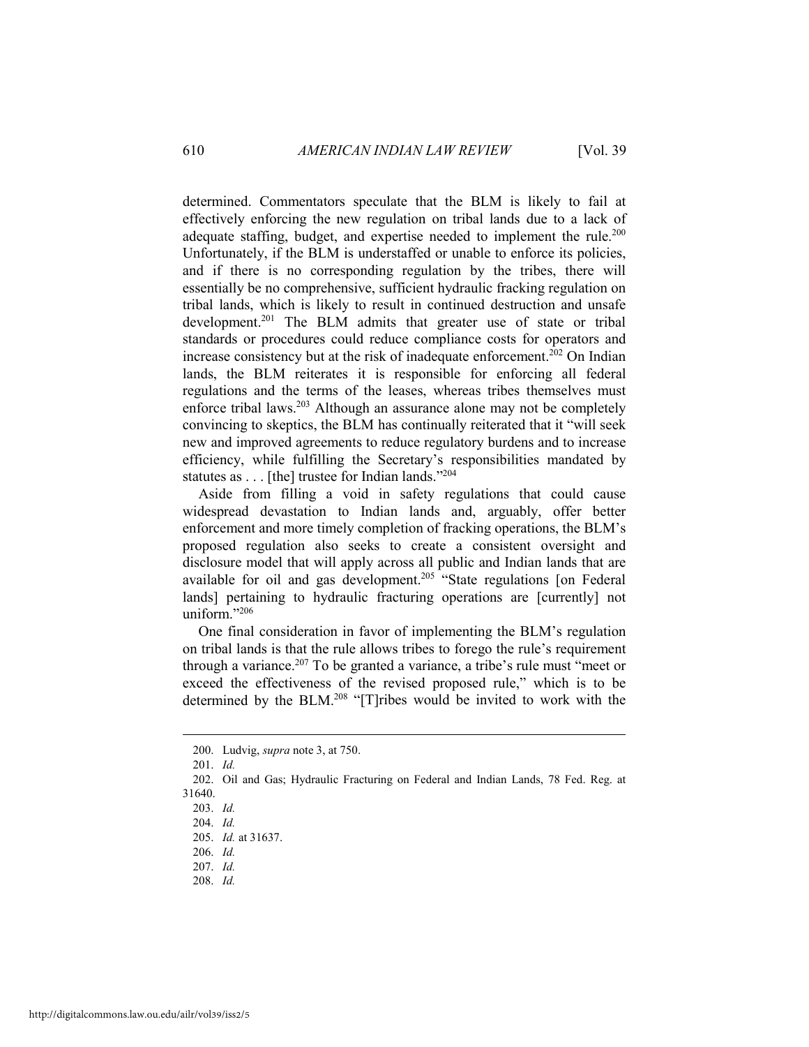determined. Commentators speculate that the BLM is likely to fail at effectively enforcing the new regulation on tribal lands due to a lack of adequate staffing, budget, and expertise needed to implement the rule.[200] Unfortunately, if the BLM is understaffed or unable to enforce its policies, and if there is no corresponding regulation by the tribes, there will essentially be no comprehensive, sufficient hydraulic fracking regulation on tribal lands, which is likely to result in continued destruction and unsafe development.[201] The BLM admits that greater use of state or tribal standards or procedures could reduce compliance costs for operators and increase consistency but at the risk of inadequate enforcement.[202] On Indian lands, the BLM reiterates it is responsible for enforcing all federal regulations and the terms of the leases, whereas tribes themselves must enforce tribal laws.[203] Although an assurance alone may not be completely convincing to skeptics, the BLM has continually reiterated that it "will seek new and improved agreements to reduce regulatory burdens and to increase efficiency, while fulfilling the Secretary's responsibilities mandated by statutes as . . . [the] trustee for Indian lands."[204]

Aside from filling a void in safety regulations that could cause widespread devastation to Indian lands and, arguably, offer better enforcement and more timely completion of fracking operations, the BLM's proposed regulation also seeks to create a consistent oversight and disclosure model that will apply across all public and Indian lands that are available for oil and gas development.[205] "State regulations [on Federal lands] pertaining to hydraulic fracturing operations are [currently] not uniform."[206]

One final consideration in favor of implementing the BLM's regulation on tribal lands is that the rule allows tribes to forego the rule's requirement through a variance.[207] To be granted a variance, a tribe's rule must "meet or exceed the effectiveness of the revised proposed rule," which is to be determined by the BLM.[208] "[T]ribes would be invited to work with the

---

200. Ludvig, *supra* note 3, at 750.

201. *Id.*

202. Oil and Gas; Hydraulic Fracturing on Federal and Indian Lands, 78 Fed. Reg. at 31640.

203. *Id.*

204. *Id.*

205. *Id.* at 31637.

206. *Id.*

207. *Id.*

208. *Id.*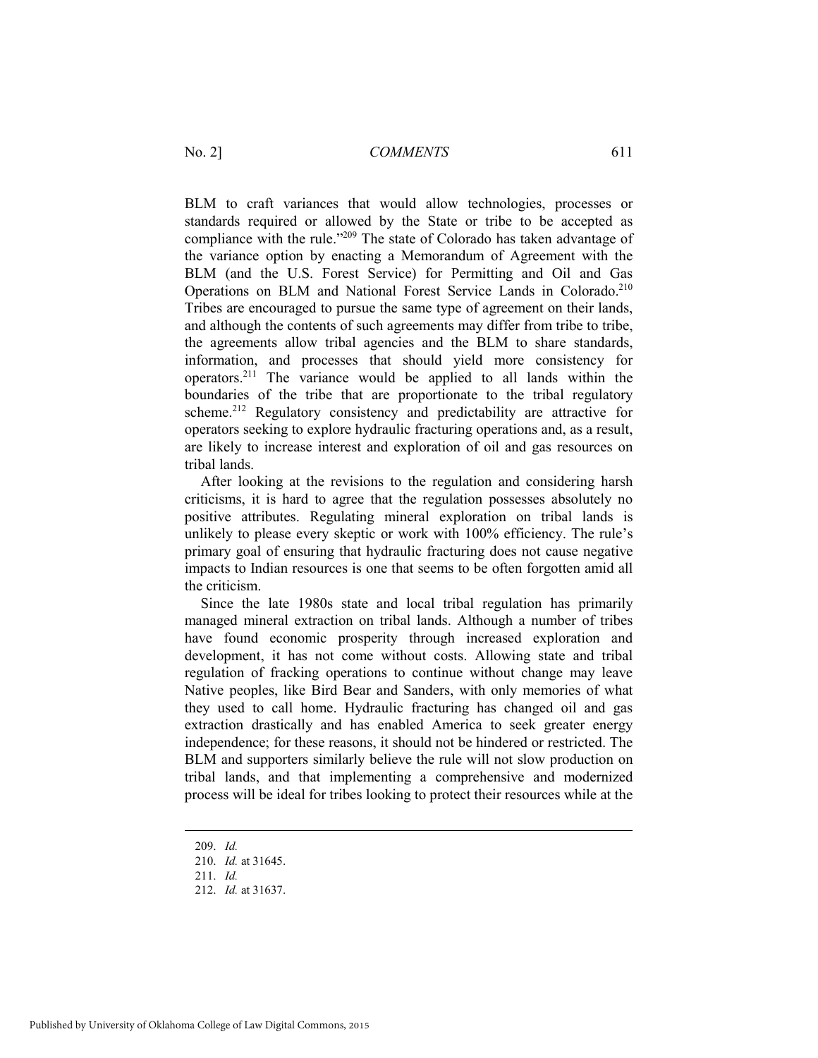BLM to craft variances that would allow technologies, processes or standards required or allowed by the State or tribe to be accepted as compliance with the rule."[209] The state of Colorado has taken advantage of the variance option by enacting a Memorandum of Agreement with the BLM (and the U.S. Forest Service) for Permitting and Oil and Gas Operations on BLM and National Forest Service Lands in Colorado.[210] Tribes are encouraged to pursue the same type of agreement on their lands, and although the contents of such agreements may differ from tribe to tribe, the agreements allow tribal agencies and the BLM to share standards, information, and processes that should yield more consistency for operators.[211] The variance would be applied to all lands within the boundaries of the tribe that are proportionate to the tribal regulatory scheme.[212] Regulatory consistency and predictability are attractive for operators seeking to explore hydraulic fracturing operations and, as a result, are likely to increase interest and exploration of oil and gas resources on tribal lands.

After looking at the revisions to the regulation and considering harsh criticisms, it is hard to agree that the regulation possesses absolutely no positive attributes. Regulating mineral exploration on tribal lands is unlikely to please every skeptic or work with 100% efficiency. The rule's primary goal of ensuring that hydraulic fracturing does not cause negative impacts to Indian resources is one that seems to be often forgotten amid all the criticism.

Since the late 1980s state and local tribal regulation has primarily managed mineral extraction on tribal lands. Although a number of tribes have found economic prosperity through increased exploration and development, it has not come without costs. Allowing state and tribal regulation of fracking operations to continue without change may leave Native peoples, like Bird Bear and Sanders, with only memories of what they used to call home. Hydraulic fracturing has changed oil and gas extraction drastically and has enabled America to seek greater energy independence; for these reasons, it should not be hindered or restricted. The BLM and supporters similarly believe the rule will not slow production on tribal lands, and that implementing a comprehensive and modernized process will be ideal for tribes looking to protect their resources while at the

209. *Id.*

210. *Id.* at 31645.

211. *Id.*

212. *Id.* at 31637.

Published by University of Oklahoma College of Law Digital Commons, 2015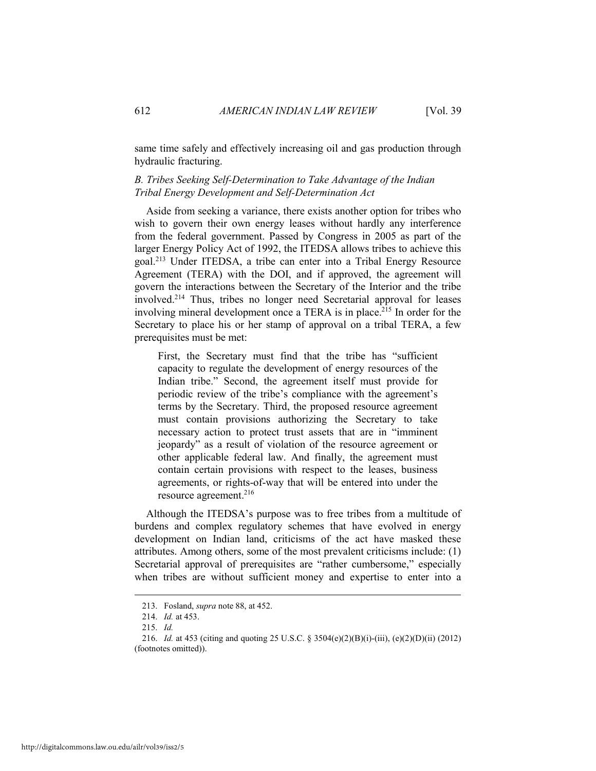same time safely and effectively increasing oil and gas production through hydraulic fracturing.

### *B. Tribes Seeking Self-Determination to Take Advantage of the Indian Tribal Energy Development and Self-Determination Act*

Aside from seeking a variance, there exists another option for tribes who wish to govern their own energy leases without hardly any interference from the federal government. Passed by Congress in 2005 as part of the larger Energy Policy Act of 1992, the ITEDSA allows tribes to achieve this goal.[213] Under ITEDSA, a tribe can enter into a Tribal Energy Resource Agreement (TERA) with the DOI, and if approved, the agreement will govern the interactions between the Secretary of the Interior and the tribe involved.[214] Thus, tribes no longer need Secretarial approval for leases involving mineral development once a TERA is in place.[215] In order for the Secretary to place his or her stamp of approval on a tribal TERA, a few prerequisites must be met:

> First, the Secretary must find that the tribe has "sufficient capacity to regulate the development of energy resources of the Indian tribe." Second, the agreement itself must provide for periodic review of the tribe's compliance with the agreement's terms by the Secretary. Third, the proposed resource agreement must contain provisions authorizing the Secretary to take necessary action to protect trust assets that are in "imminent jeopardy" as a result of violation of the resource agreement or other applicable federal law. And finally, the agreement must contain certain provisions with respect to the leases, business agreements, or rights-of-way that will be entered into under the resource agreement.[216]

Although the ITEDSA's purpose was to free tribes from a multitude of burdens and complex regulatory schemes that have evolved in energy development on Indian land, criticisms of the act have masked these attributes. Among others, some of the most prevalent criticisms include: (1) Secretarial approval of prerequisites are "rather cumbersome," especially when tribes are without sufficient money and expertise to enter into a

---

213. Fosland, *supra* note 88, at 452.

214. *Id.* at 453.

215. *Id.*

216. *Id.* at 453 (citing and quoting 25 U.S.C. § 3504(e)(2)(B)(i)-(iii), (e)(2)(D)(ii) (2012) (footnotes omitted)).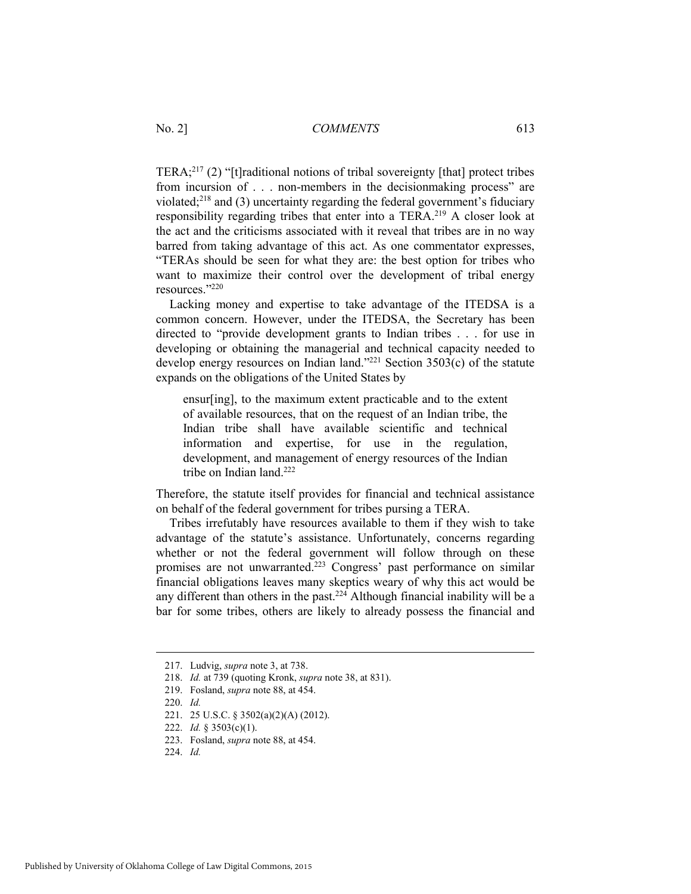TERA;[217] (2) "[t]raditional notions of tribal sovereignty [that] protect tribes from incursion of . . . non-members in the decisionmaking process" are violated;[218] and (3) uncertainty regarding the federal government's fiduciary responsibility regarding tribes that enter into a TERA.[219] A closer look at the act and the criticisms associated with it reveal that tribes are in no way barred from taking advantage of this act. As one commentator expresses, "TERAs should be seen for what they are: the best option for tribes who want to maximize their control over the development of tribal energy resources."[220]

Lacking money and expertise to take advantage of the ITEDSA is a common concern. However, under the ITEDSA, the Secretary has been directed to "provide development grants to Indian tribes . . . for use in developing or obtaining the managerial and technical capacity needed to develop energy resources on Indian land."[221] Section 3503(c) of the statute expands on the obligations of the United States by

> ensur[ing], to the maximum extent practicable and to the extent of available resources, that on the request of an Indian tribe, the Indian tribe shall have available scientific and technical information and expertise, for use in the regulation, development, and management of energy resources of the Indian tribe on Indian land.[222]

Therefore, the statute itself provides for financial and technical assistance on behalf of the federal government for tribes pursing a TERA.

Tribes irrefutably have resources available to them if they wish to take advantage of the statute's assistance. Unfortunately, concerns regarding whether or not the federal government will follow through on these promises are not unwarranted.[223] Congress' past performance on similar financial obligations leaves many skeptics weary of why this act would be any different than others in the past.[224] Although financial inability will be a bar for some tribes, others are likely to already possess the financial and

---

217. Ludvig, *supra* note 3, at 738.

218. *Id.* at 739 (quoting Kronk, *supra* note 38, at 831).

219. Fosland, *supra* note 88, at 454.

220. *Id.*

221. 25 U.S.C. § 3502(a)(2)(A) (2012).

222. *Id.* § 3503(c)(1).

223. Fosland, *supra* note 88, at 454.

224. *Id.*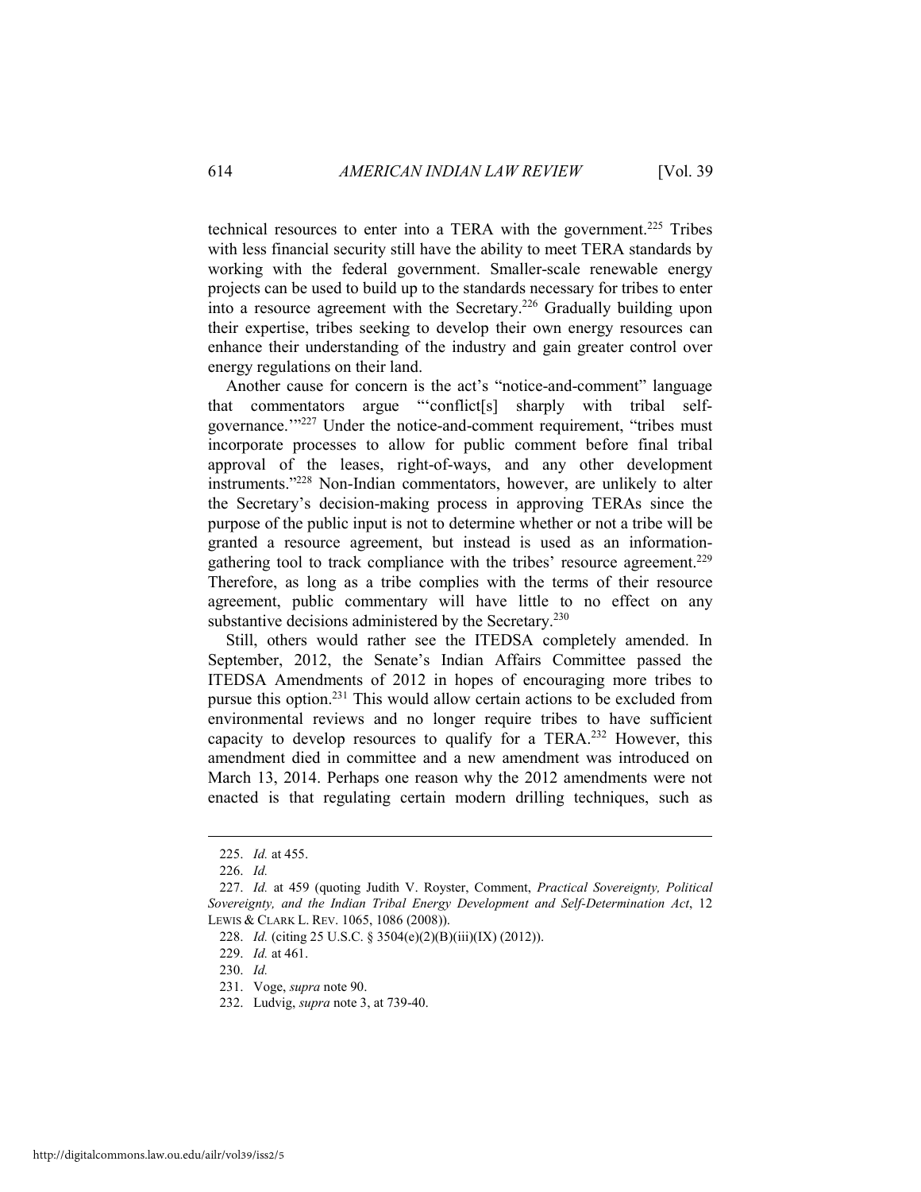technical resources to enter into a TERA with the government.[225] Tribes with less financial security still have the ability to meet TERA standards by working with the federal government. Smaller-scale renewable energy projects can be used to build up to the standards necessary for tribes to enter into a resource agreement with the Secretary.[226] Gradually building upon their expertise, tribes seeking to develop their own energy resources can enhance their understanding of the industry and gain greater control over energy regulations on their land.

Another cause for concern is the act's "notice-and-comment" language that commentators argue "'conflict[s] sharply with tribal self-governance.'"[227] Under the notice-and-comment requirement, "tribes must incorporate processes to allow for public comment before final tribal approval of the leases, right-of-ways, and any other development instruments."[228] Non-Indian commentators, however, are unlikely to alter the Secretary's decision-making process in approving TERAs since the purpose of the public input is not to determine whether or not a tribe will be granted a resource agreement, but instead is used as an information-gathering tool to track compliance with the tribes' resource agreement.[229] Therefore, as long as a tribe complies with the terms of their resource agreement, public commentary will have little to no effect on any substantive decisions administered by the Secretary.[230]

Still, others would rather see the ITEDSA completely amended. In September, 2012, the Senate's Indian Affairs Committee passed the ITEDSA Amendments of 2012 in hopes of encouraging more tribes to pursue this option.[231] This would allow certain actions to be excluded from environmental reviews and no longer require tribes to have sufficient capacity to develop resources to qualify for a TERA.[232] However, this amendment died in committee and a new amendment was introduced on March 13, 2014. Perhaps one reason why the 2012 amendments were not enacted is that regulating certain modern drilling techniques, such as

---

225. *Id.* at 455.

226. *Id.*

227. *Id.* at 459 (quoting Judith V. Royster, Comment, *Practical Sovereignty, Political Sovereignty, and the Indian Tribal Energy Development and Self-Determination Act*, 12 LEWIS & CLARK L. REV. 1065, 1086 (2008)).

228. *Id.* (citing 25 U.S.C. § 3504(e)(2)(B)(iii)(IX) (2012)).

229. *Id.* at 461.

230. *Id.*

231. Voge, *supra* note 90.

232. Ludvig, *supra* note 3, at 739-40.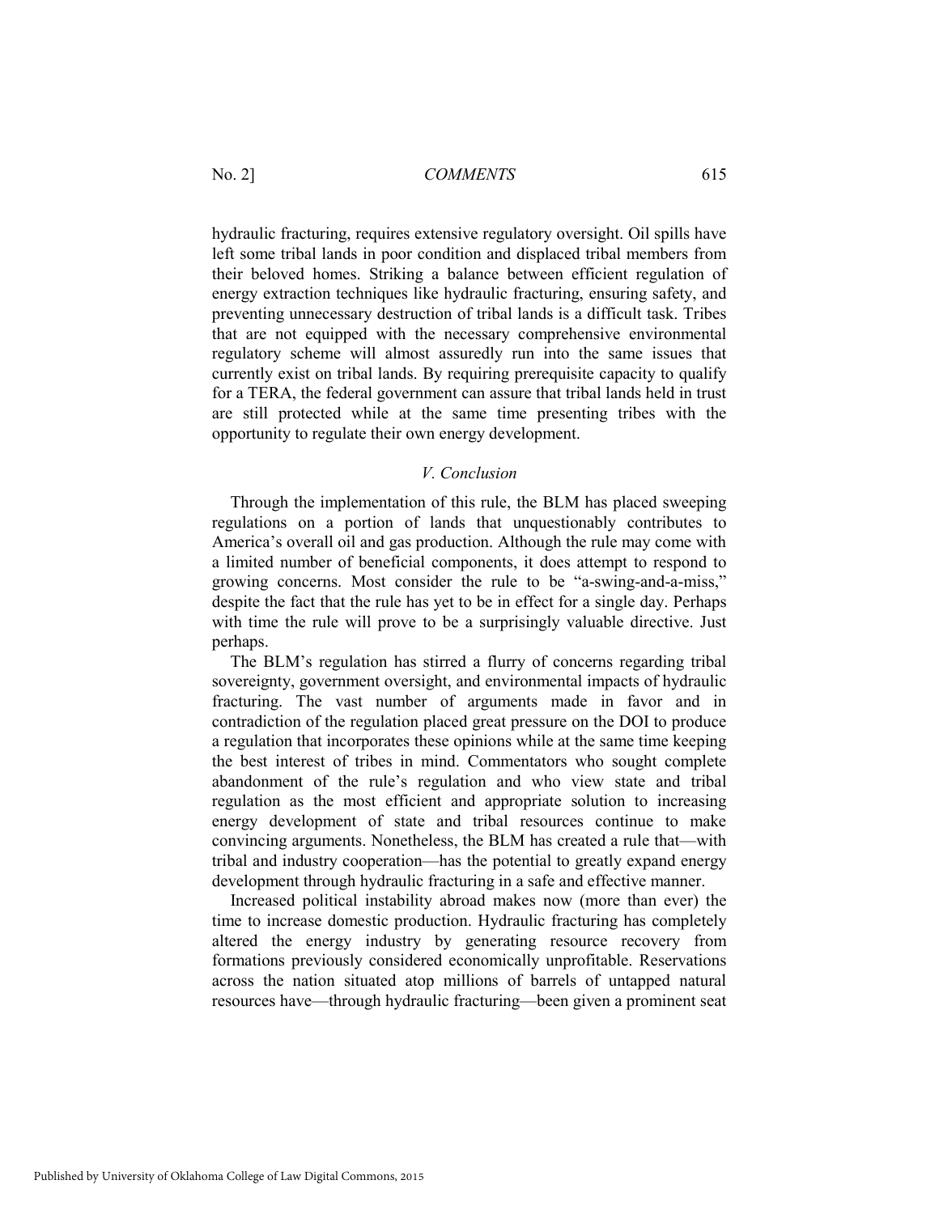hydraulic fracturing, requires extensive regulatory oversight. Oil spills have left some tribal lands in poor condition and displaced tribal members from their beloved homes. Striking a balance between efficient regulation of energy extraction techniques like hydraulic fracturing, ensuring safety, and preventing unnecessary destruction of tribal lands is a difficult task. Tribes that are not equipped with the necessary comprehensive environmental regulatory scheme will almost assuredly run into the same issues that currently exist on tribal lands. By requiring prerequisite capacity to qualify for a TERA, the federal government can assure that tribal lands held in trust are still protected while at the same time presenting tribes with the opportunity to regulate their own energy development.

## *V. Conclusion*

Through the implementation of this rule, the BLM has placed sweeping regulations on a portion of lands that unquestionably contributes to America's overall oil and gas production. Although the rule may come with a limited number of beneficial components, it does attempt to respond to growing concerns. Most consider the rule to be "a-swing-and-a-miss," despite the fact that the rule has yet to be in effect for a single day. Perhaps with time the rule will prove to be a surprisingly valuable directive. Just perhaps.

The BLM's regulation has stirred a flurry of concerns regarding tribal sovereignty, government oversight, and environmental impacts of hydraulic fracturing. The vast number of arguments made in favor and in contradiction of the regulation placed great pressure on the DOI to produce a regulation that incorporates these opinions while at the same time keeping the best interest of tribes in mind. Commentators who sought complete abandonment of the rule's regulation and who view state and tribal regulation as the most efficient and appropriate solution to increasing energy development of state and tribal resources continue to make convincing arguments. Nonetheless, the BLM has created a rule that—with tribal and industry cooperation—has the potential to greatly expand energy development through hydraulic fracturing in a safe and effective manner.

Increased political instability abroad makes now (more than ever) the time to increase domestic production. Hydraulic fracturing has completely altered the energy industry by generating resource recovery from formations previously considered economically unprofitable. Reservations across the nation situated atop millions of barrels of untapped natural resources have—through hydraulic fracturing—been given a prominent seat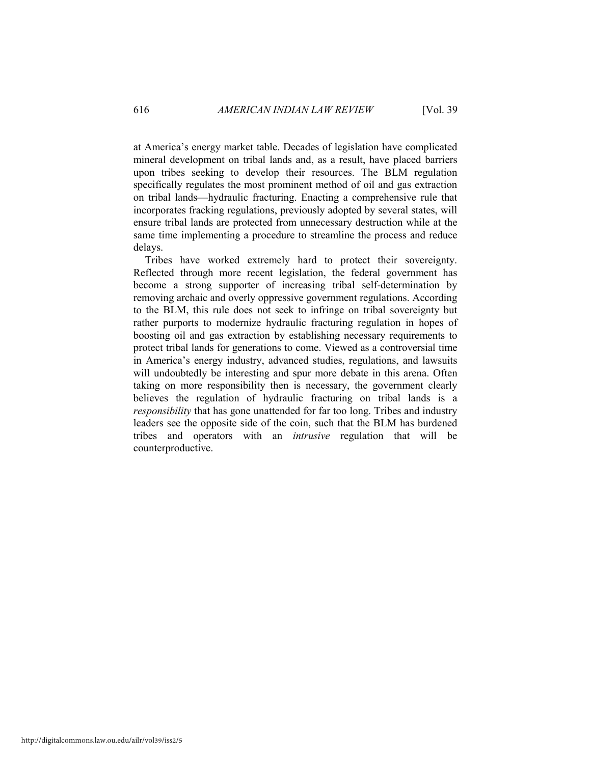at America's energy market table. Decades of legislation have complicated mineral development on tribal lands and, as a result, have placed barriers upon tribes seeking to develop their resources. The BLM regulation specifically regulates the most prominent method of oil and gas extraction on tribal lands—hydraulic fracturing. Enacting a comprehensive rule that incorporates fracking regulations, previously adopted by several states, will ensure tribal lands are protected from unnecessary destruction while at the same time implementing a procedure to streamline the process and reduce delays.

Tribes have worked extremely hard to protect their sovereignty. Reflected through more recent legislation, the federal government has become a strong supporter of increasing tribal self-determination by removing archaic and overly oppressive government regulations. According to the BLM, this rule does not seek to infringe on tribal sovereignty but rather purports to modernize hydraulic fracturing regulation in hopes of boosting oil and gas extraction by establishing necessary requirements to protect tribal lands for generations to come. Viewed as a controversial time in America's energy industry, advanced studies, regulations, and lawsuits will undoubtedly be interesting and spur more debate in this arena. Often taking on more responsibility then is necessary, the government clearly believes the regulation of hydraulic fracturing on tribal lands is a *responsibility* that has gone unattended for far too long. Tribes and industry leaders see the opposite side of the coin, such that the BLM has burdened tribes and operators with an *intrusive* regulation that will be counterproductive.